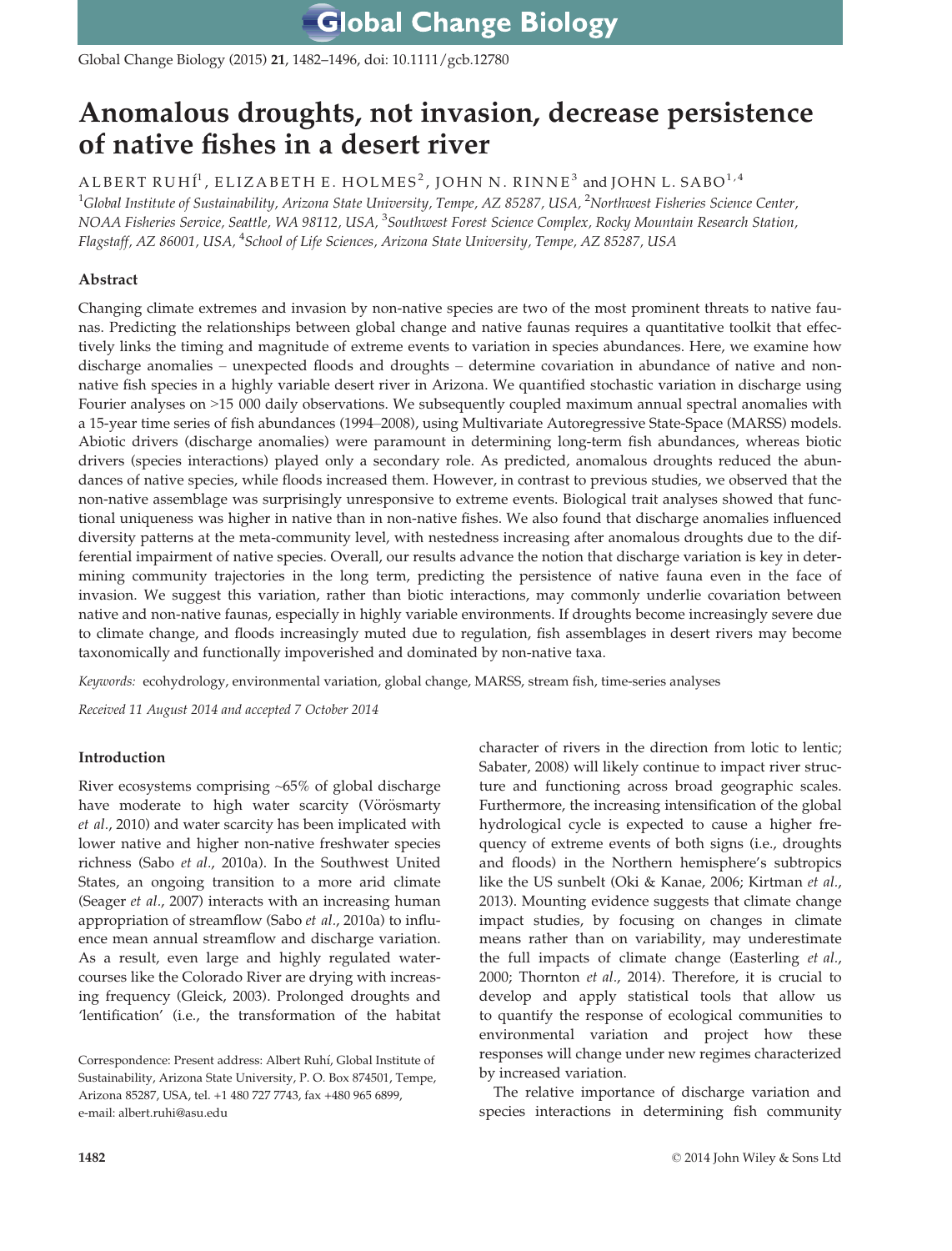# Anomalous droughts, not invasion, decrease persistence of native fishes in a desert river

ALBERT RUHÍ[1], ELIZABETH E. HOLMES[2], JOHN N. RINNE[3] and JOHN L. SABO[1,4]

[1]*Global Institute of Sustainability, Arizona State University, Tempe, AZ 85287, USA,* [2]*Northwest Fisheries Science Center, NOAA Fisheries Service, Seattle, WA 98112, USA,* [3]*Southwest Forest Science Complex, Rocky Mountain Research Station, Flagstaff, AZ 86001, USA,* [4]*School of Life Sciences, Arizona State University, Tempe, AZ 85287, USA*

## Abstract

Changing climate extremes and invasion by non-native species are two of the most prominent threats to native faunas. Predicting the relationships between global change and native faunas requires a quantitative toolkit that effectively links the timing and magnitude of extreme events to variation in species abundances. Here, we examine how discharge anomalies – unexpected floods and droughts – determine covariation in abundance of native and non-native fish species in a highly variable desert river in Arizona. We quantified stochastic variation in discharge using Fourier analyses on >15 000 daily observations. We subsequently coupled maximum annual spectral anomalies with a 15-year time series of fish abundances (1994–2008), using Multivariate Autoregressive State-Space (MARSS) models. Abiotic drivers (discharge anomalies) were paramount in determining long-term fish abundances, whereas biotic drivers (species interactions) played only a secondary role. As predicted, anomalous droughts reduced the abundances of native species, while floods increased them. However, in contrast to previous studies, we observed that the non-native assemblage was surprisingly unresponsive to extreme events. Biological trait analyses showed that functional uniqueness was higher in native than in non-native fishes. We also found that discharge anomalies influenced diversity patterns at the meta-community level, with nestedness increasing after anomalous droughts due to the differential impairment of native species. Overall, our results advance the notion that discharge variation is key in determining community trajectories in the long term, predicting the persistence of native fauna even in the face of invasion. We suggest this variation, rather than biotic interactions, may commonly underlie covariation between native and non-native faunas, especially in highly variable environments. If droughts become increasingly severe due to climate change, and floods increasingly muted due to regulation, fish assemblages in desert rivers may become taxonomically and functionally impoverished and dominated by non-native taxa.

*Keywords:* ecohydrology, environmental variation, global change, MARSS, stream fish, time-series analyses

*Received 11 August 2014 and accepted 7 October 2014*

## Introduction

River ecosystems comprising ~65% of global discharge have moderate to high water scarcity (Vörösmarty *et al.*, 2010) and water scarcity has been implicated with lower native and higher non-native freshwater species richness (Sabo *et al.*, 2010a). In the Southwest United States, an ongoing transition to a more arid climate (Seager *et al.*, 2007) interacts with an increasing human appropriation of streamflow (Sabo *et al.*, 2010a) to influence mean annual streamflow and discharge variation. As a result, even large and highly regulated watercourses like the Colorado River are drying with increasing frequency (Gleick, 2003). Prolonged droughts and 'lentification' (i.e., the transformation of the habitat character of rivers in the direction from lotic to lentic; Sabater, 2008) will likely continue to impact river structure and functioning across broad geographic scales. Furthermore, the increasing intensification of the global hydrological cycle is expected to cause a higher frequency of extreme events of both signs (i.e., droughts and floods) in the Northern hemisphere's subtropics like the US sunbelt (Oki & Kanae, 2006; Kirtman *et al.*, 2013). Mounting evidence suggests that climate change impact studies, by focusing on changes in climate means rather than on variability, may underestimate the full impacts of climate change (Easterling *et al.*, 2000; Thornton *et al.*, 2014). Therefore, it is crucial to develop and apply statistical tools that allow us to quantify the response of ecological communities to environmental variation and project how these responses will change under new regimes characterized by increased variation.

The relative importance of discharge variation and species interactions in determining fish community

Correspondence: Present address: Albert Ruhí, Global Institute of Sustainability, Arizona State University, P. O. Box 874501, Tempe, Arizona 85287, USA, tel. +1 480 727 7743, fax +480 965 6899, e-mail: albert.ruhi@asu.edu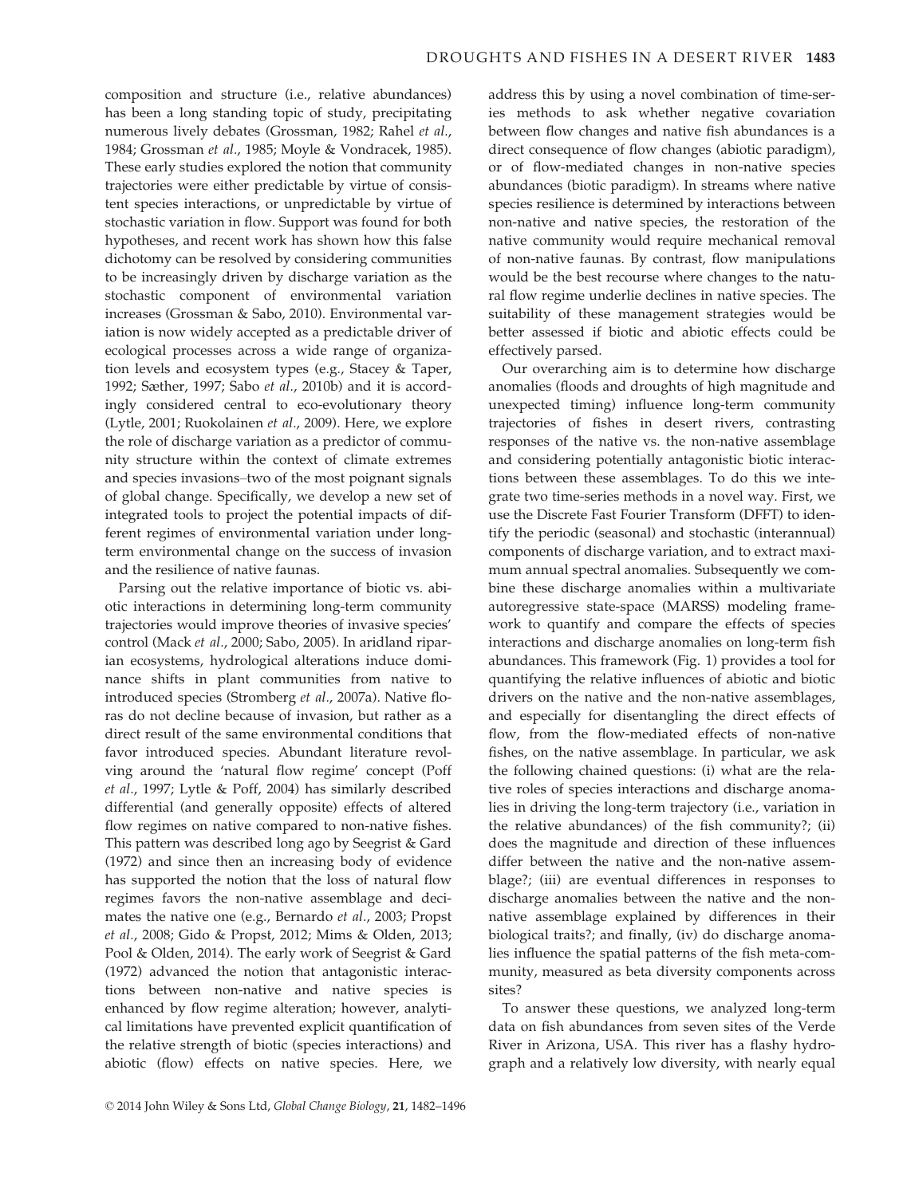composition and structure (i.e., relative abundances) has been a long standing topic of study, precipitating numerous lively debates (Grossman, 1982; Rahel *et al.*, 1984; Grossman *et al.*, 1985; Moyle & Vondracek, 1985). These early studies explored the notion that community trajectories were either predictable by virtue of consistent species interactions, or unpredictable by virtue of stochastic variation in flow. Support was found for both hypotheses, and recent work has shown how this false dichotomy can be resolved by considering communities to be increasingly driven by discharge variation as the stochastic component of environmental variation increases (Grossman & Sabo, 2010). Environmental variation is now widely accepted as a predictable driver of ecological processes across a wide range of organization levels and ecosystem types (e.g., Stacey & Taper, 1992; Sæther, 1997; Sabo *et al.*, 2010b) and it is accordingly considered central to eco-evolutionary theory (Lytle, 2001; Ruokolainen *et al.*, 2009). Here, we explore the role of discharge variation as a predictor of community structure within the context of climate extremes and species invasions–two of the most poignant signals of global change. Specifically, we develop a new set of integrated tools to project the potential impacts of different regimes of environmental variation under long-term environmental change on the success of invasion and the resilience of native faunas.

Parsing out the relative importance of biotic vs. abiotic interactions in determining long-term community trajectories would improve theories of invasive species' control (Mack *et al.*, 2000; Sabo, 2005). In aridland riparian ecosystems, hydrological alterations induce dominance shifts in plant communities from native to introduced species (Stromberg *et al.*, 2007a). Native floras do not decline because of invasion, but rather as a direct result of the same environmental conditions that favor introduced species. Abundant literature revolving around the 'natural flow regime' concept (Poff *et al.*, 1997; Lytle & Poff, 2004) has similarly described differential (and generally opposite) effects of altered flow regimes on native compared to non-native fishes. This pattern was described long ago by Seegrist & Gard (1972) and since then an increasing body of evidence has supported the notion that the loss of natural flow regimes favors the non-native assemblage and decimates the native one (e.g., Bernardo *et al.*, 2003; Propst *et al.*, 2008; Gido & Propst, 2012; Mims & Olden, 2013; Pool & Olden, 2014). The early work of Seegrist & Gard (1972) advanced the notion that antagonistic interactions between non-native and native species is enhanced by flow regime alteration; however, analytical limitations have prevented explicit quantification of the relative strength of biotic (species interactions) and abiotic (flow) effects on native species. Here, we address this by using a novel combination of time-series methods to ask whether negative covariation between flow changes and native fish abundances is a direct consequence of flow changes (abiotic paradigm), or of flow-mediated changes in non-native species abundances (biotic paradigm). In streams where native species resilience is determined by interactions between non-native and native species, the restoration of the native community would require mechanical removal of non-native faunas. By contrast, flow manipulations would be the best recourse where changes to the natural flow regime underlie declines in native species. The suitability of these management strategies would be better assessed if biotic and abiotic effects could be effectively parsed.

Our overarching aim is to determine how discharge anomalies (floods and droughts of high magnitude and unexpected timing) influence long-term community trajectories of fishes in desert rivers, contrasting responses of the native vs. the non-native assemblage and considering potentially antagonistic biotic interactions between these assemblages. To do this we integrate two time-series methods in a novel way. First, we use the Discrete Fast Fourier Transform (DFFT) to identify the periodic (seasonal) and stochastic (interannual) components of discharge variation, and to extract maximum annual spectral anomalies. Subsequently we combine these discharge anomalies within a multivariate autoregressive state-space (MARSS) modeling framework to quantify and compare the effects of species interactions and discharge anomalies on long-term fish abundances. This framework (Fig. 1) provides a tool for quantifying the relative influences of abiotic and biotic drivers on the native and the non-native assemblages, and especially for disentangling the direct effects of flow, from the flow-mediated effects of non-native fishes, on the native assemblage. In particular, we ask the following chained questions: (i) what are the relative roles of species interactions and discharge anomalies in driving the long-term trajectory (i.e., variation in the relative abundances) of the fish community?; (ii) does the magnitude and direction of these influences differ between the native and the non-native assemblage?; (iii) are eventual differences in responses to discharge anomalies between the native and the non-native assemblage explained by differences in their biological traits?; and finally, (iv) do discharge anomalies influence the spatial patterns of the fish meta-community, measured as beta diversity components across sites?

To answer these questions, we analyzed long-term data on fish abundances from seven sites of the Verde River in Arizona, USA. This river has a flashy hydrograph and a relatively low diversity, with nearly equal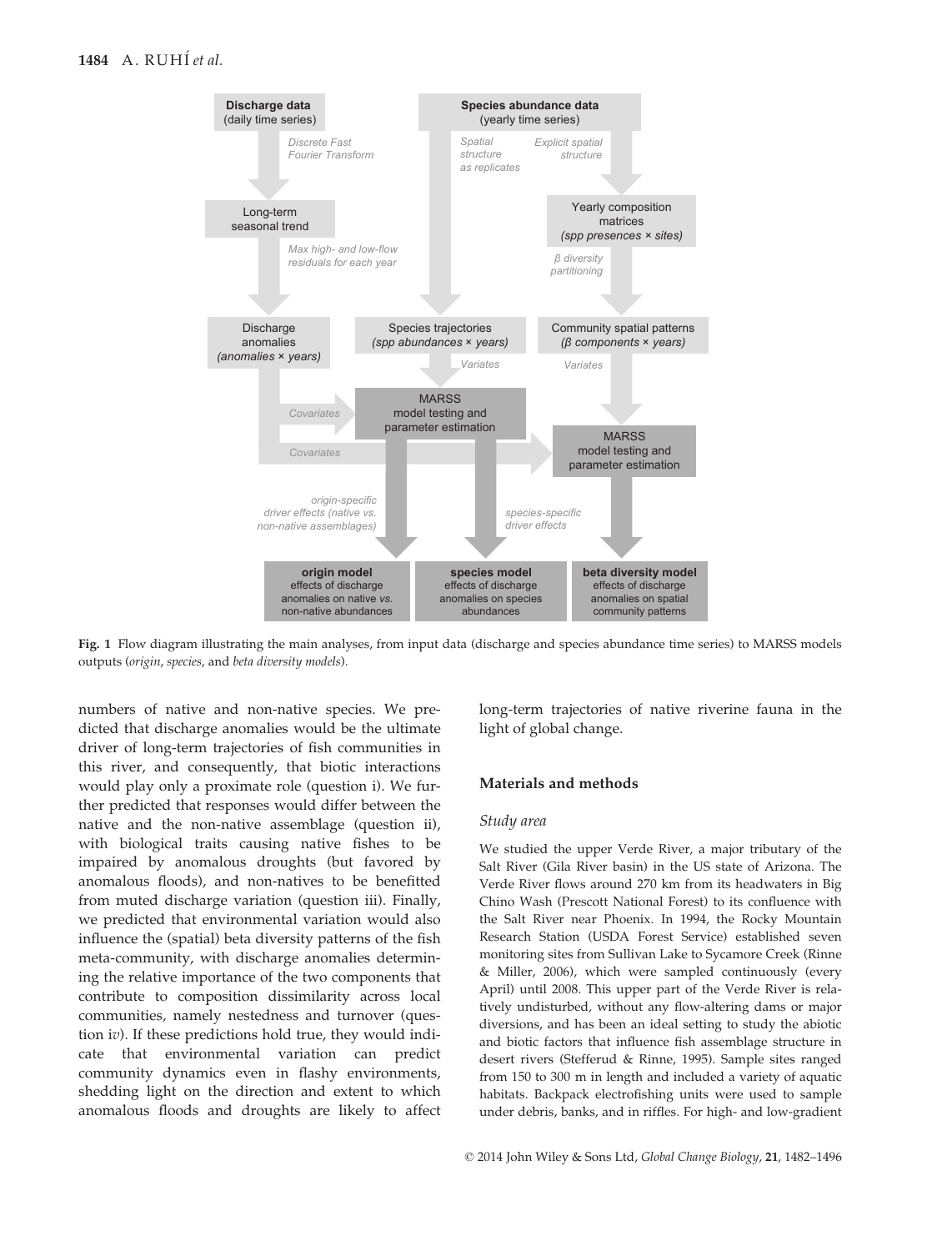Fig. 1 Flow diagram illustrating the main analyses, from input data (discharge and species abundance time series) to MARSS models outputs (*origin*, *species*, and *beta diversity models*).

numbers of native and non-native species. We predicted that discharge anomalies would be the ultimate driver of long-term trajectories of fish communities in this river, and consequently, that biotic interactions would play only a proximate role (question i). We further predicted that responses would differ between the native and the non-native assemblage (question ii), with biological traits causing native fishes to be impaired by anomalous droughts (but favored by anomalous floods), and non-natives to be benefitted from muted discharge variation (question iii). Finally, we predicted that environmental variation would also influence the (spatial) beta diversity patterns of the fish meta-community, with discharge anomalies determining the relative importance of the two components that contribute to composition dissimilarity across local communities, namely nestedness and turnover (question i*v*). If these predictions hold true, they would indicate that environmental variation can predict community dynamics even in flashy environments, shedding light on the direction and extent to which anomalous floods and droughts are likely to affect long-term trajectories of native riverine fauna in the light of global change.

## Materials and methods

### *Study area*

We studied the upper Verde River, a major tributary of the Salt River (Gila River basin) in the US state of Arizona. The Verde River flows around 270 km from its headwaters in Big Chino Wash (Prescott National Forest) to its confluence with the Salt River near Phoenix. In 1994, the Rocky Mountain Research Station (USDA Forest Service) established seven monitoring sites from Sullivan Lake to Sycamore Creek (Rinne & Miller, 2006), which were sampled continuously (every April) until 2008. This upper part of the Verde River is relatively undisturbed, without any flow-altering dams or major diversions, and has been an ideal setting to study the abiotic and biotic factors that influence fish assemblage structure in desert rivers (Stefferud & Rinne, 1995). Sample sites ranged from 150 to 300 m in length and included a variety of aquatic habitats. Backpack electrofishing units were used to sample under debris, banks, and in riffles. For high- and low-gradient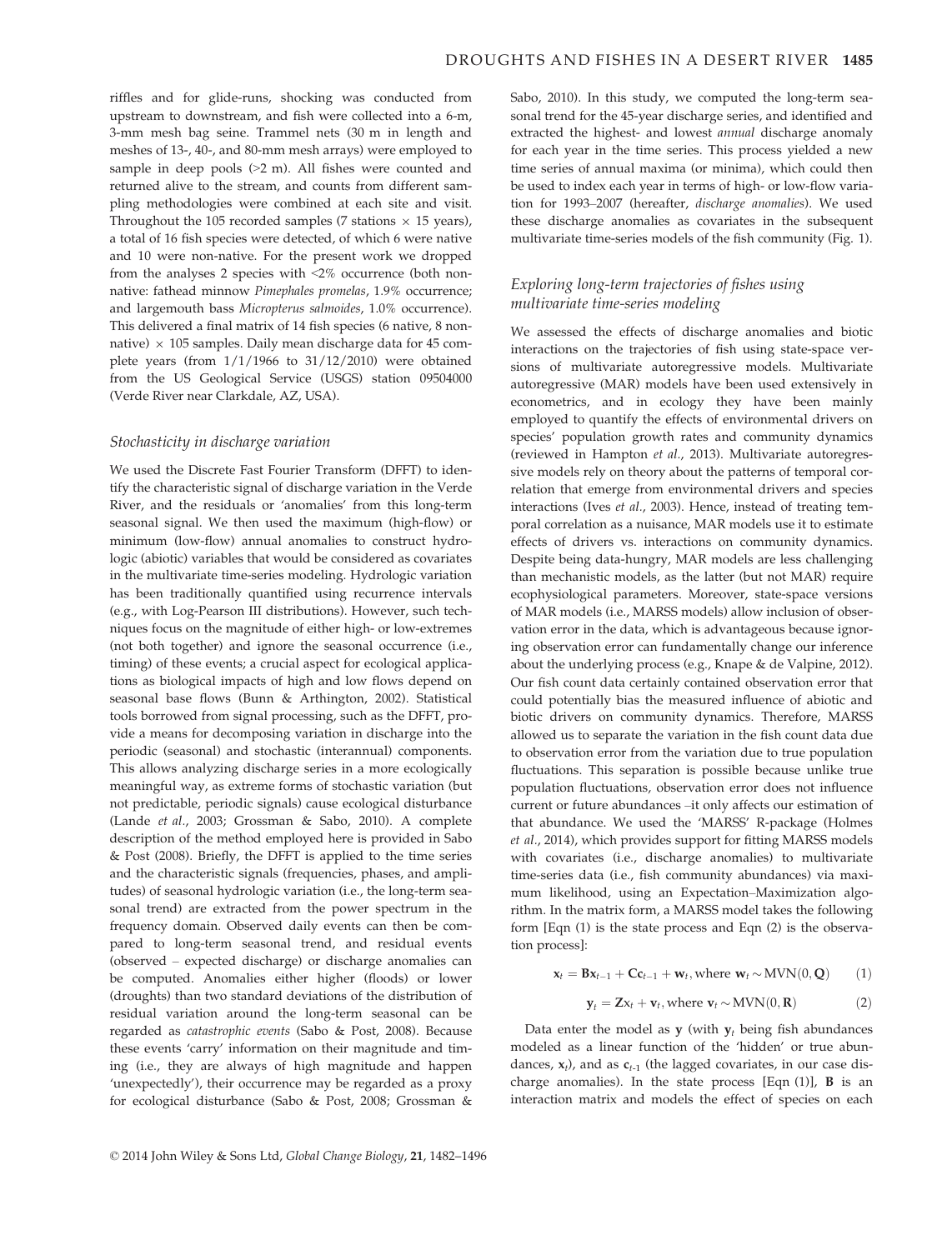riffles and for glide-runs, shocking was conducted from upstream to downstream, and fish were collected into a 6-m, 3-mm mesh bag seine. Trammel nets (30 m in length and meshes of 13-, 40-, and 80-mm mesh arrays) were employed to sample in deep pools (>2 m). All fishes were counted and returned alive to the stream, and counts from different sampling methodologies were combined at each site and visit. Throughout the 105 recorded samples (7 stations × 15 years), a total of 16 fish species were detected, of which 6 were native and 10 were non-native. For the present work we dropped from the analyses 2 species with <2% occurrence (both non-native: fathead minnow *Pimephales promelas*, 1.9% occurrence; and largemouth bass *Micropterus salmoides*, 1.0% occurrence). This delivered a final matrix of 14 fish species (6 native, 8 non-native) × 105 samples. Daily mean discharge data for 45 complete years (from 1/1/1966 to 31/12/2010) were obtained from the US Geological Service (USGS) station 09504000 (Verde River near Clarkdale, AZ, USA).

### Stochasticity in discharge variation

We used the Discrete Fast Fourier Transform (DFFT) to identify the characteristic signal of discharge variation in the Verde River, and the residuals or 'anomalies' from this long-term seasonal signal. We then used the maximum (high-flow) or minimum (low-flow) annual anomalies to construct hydrologic (abiotic) variables that would be considered as covariates in the multivariate time-series modeling. Hydrologic variation has been traditionally quantified using recurrence intervals (e.g., with Log-Pearson III distributions). However, such techniques focus on the magnitude of either high- or low-extremes (not both together) and ignore the seasonal occurrence (i.e., timing) of these events; a crucial aspect for ecological applications as biological impacts of high and low flows depend on seasonal base flows (Bunn & Arthington, 2002). Statistical tools borrowed from signal processing, such as the DFFT, provide a means for decomposing variation in discharge into the periodic (seasonal) and stochastic (interannual) components. This allows analyzing discharge series in a more ecologically meaningful way, as extreme forms of stochastic variation (but not predictable, periodic signals) cause ecological disturbance (Lande *et al.*, 2003; Grossman & Sabo, 2010). A complete description of the method employed here is provided in Sabo & Post (2008). Briefly, the DFFT is applied to the time series and the characteristic signals (frequencies, phases, and amplitudes) of seasonal hydrologic variation (i.e., the long-term seasonal trend) are extracted from the power spectrum in the frequency domain. Observed daily events can then be compared to long-term seasonal trend, and residual events (observed – expected discharge) or discharge anomalies can be computed. Anomalies either higher (floods) or lower (droughts) than two standard deviations of the distribution of residual variation around the long-term seasonal can be regarded as *catastrophic events* (Sabo & Post, 2008). Because these events 'carry' information on their magnitude and timing (i.e., they are always of high magnitude and happen 'unexpectedly'), their occurrence may be regarded as a proxy for ecological disturbance (Sabo & Post, 2008; Grossman & Sabo, 2010). In this study, we computed the long-term seasonal trend for the 45-year discharge series, and identified and extracted the highest- and lowest *annual* discharge anomaly for each year in the time series. This process yielded a new time series of annual maxima (or minima), which could then be used to index each year in terms of high- or low-flow variation for 1993–2007 (hereafter, *discharge anomalies*). We used these discharge anomalies as covariates in the subsequent multivariate time-series models of the fish community (Fig. 1).

### Exploring long-term trajectories of fishes using multivariate time-series modeling

We assessed the effects of discharge anomalies and biotic interactions on the trajectories of fish using state-space versions of multivariate autoregressive models. Multivariate autoregressive (MAR) models have been used extensively in econometrics, and in ecology they have been mainly employed to quantify the effects of environmental drivers on species' population growth rates and community dynamics (reviewed in Hampton *et al.*, 2013). Multivariate autoregressive models rely on theory about the patterns of temporal correlation that emerge from environmental drivers and species interactions (Ives *et al.*, 2003). Hence, instead of treating temporal correlation as a nuisance, MAR models use it to estimate effects of drivers vs. interactions on community dynamics. Despite being data-hungry, MAR models are less challenging than mechanistic models, as the latter (but not MAR) require ecophysiological parameters. Moreover, state-space versions of MAR models (i.e., MARSS models) allow inclusion of observation error in the data, which is advantageous because ignoring observation error can fundamentally change our inference about the underlying process (e.g., Knape & de Valpine, 2012). Our fish count data certainly contained observation error that could potentially bias the measured influence of abiotic and biotic drivers on community dynamics. Therefore, MARSS allowed us to separate the variation in the fish count data due to observation error from the variation due to true population fluctuations. This separation is possible because unlike true population fluctuations, observation error does not influence current or future abundances –it only affects our estimation of that abundance. We used the 'MARSS' R-package (Holmes *et al.*, 2014), which provides support for fitting MARSS models with covariates (i.e., discharge anomalies) to multivariate time-series data (i.e., fish community abundances) via maximum likelihood, using an Expectation–Maximization algorithm. In the matrix form, a MARSS model takes the following form [Eqn (1) is the state process and Eqn (2) is the observation process]:

$$\mathbf{x}_t = \mathbf{B}\mathbf{x}_{t-1} + \mathbf{C}\mathbf{c}_{t-1} + \mathbf{w}_t, \text{ where } \mathbf{w}_t \sim \text{MVN}(0, \mathbf{Q}) \qquad (1)$$

$$\mathbf{y}_t = \mathbf{Z}\mathbf{x}_t + \mathbf{v}_t, \text{ where } \mathbf{v}_t \sim \text{MVN}(0, \mathbf{R}) \qquad (2)$$

Data enter the model as $\mathbf{y}$ (with $\mathbf{y}_t$ being fish abundances modeled as a linear function of the 'hidden' or true abundances, $\mathbf{x}_t$), and as $\mathbf{c}_{t-1}$ (the lagged covariates, in our case discharge anomalies). In the state process [Eqn (1)], $\mathbf{B}$ is an interaction matrix and models the effect of species on each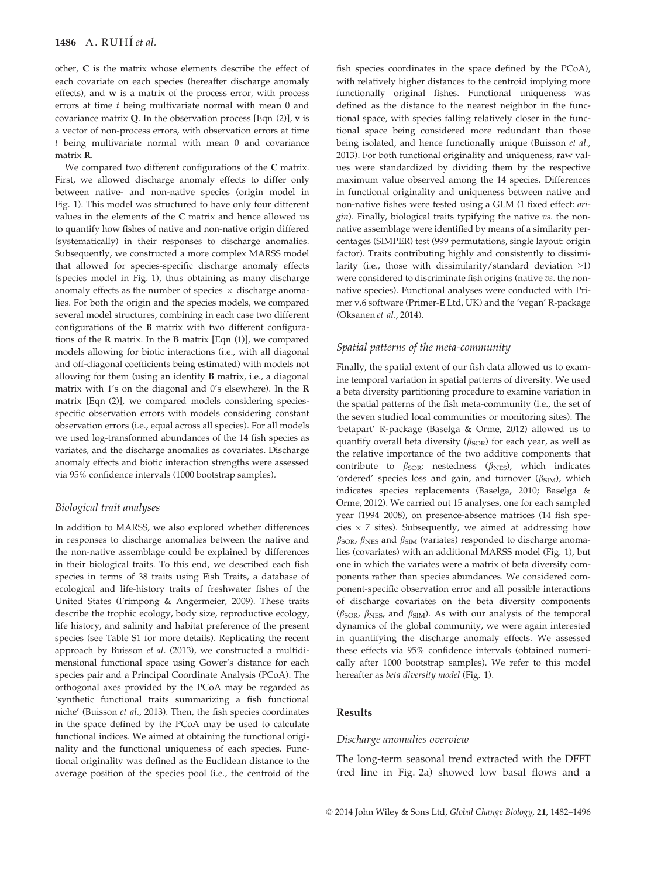other, **C** is the matrix whose elements describe the effect of each covariate on each species (hereafter discharge anomaly effects), and **w** is a matrix of the process error, with process errors at time $t$ being multivariate normal with mean 0 and covariance matrix **Q**. In the observation process [Eqn (2)], **v** is a vector of non-process errors, with observation errors at time $t$ being multivariate normal with mean 0 and covariance matrix **R**.

We compared two different configurations of the **C** matrix. First, we allowed discharge anomaly effects to differ only between native- and non-native species (origin model in Fig. 1). This model was structured to have only four different values in the elements of the **C** matrix and hence allowed us to quantify how fishes of native and non-native origin differed (systematically) in their responses to discharge anomalies. Subsequently, we constructed a more complex MARSS model that allowed for species-specific discharge anomaly effects (species model in Fig. 1), thus obtaining as many discharge anomaly effects as the number of species × discharge anomalies. For both the origin and the species models, we compared several model structures, combining in each case two different configurations of the **B** matrix with two different configurations of the **R** matrix. In the **B** matrix [Eqn (1)], we compared models allowing for biotic interactions (i.e., with all diagonal and off-diagonal coefficients being estimated) with models not allowing for them (using an identity **B** matrix, i.e., a diagonal matrix with 1's on the diagonal and 0's elsewhere). In the **R** matrix [Eqn (2)], we compared models considering species-specific observation errors with models considering constant observation errors (i.e., equal across all species). For all models we used log-transformed abundances of the 14 fish species as variates, and the discharge anomalies as covariates. Discharge anomaly effects and biotic interaction strengths were assessed via 95% confidence intervals (1000 bootstrap samples).

### *Biological trait analyses*

In addition to MARSS, we also explored whether differences in responses to discharge anomalies between the native and the non-native assemblage could be explained by differences in their biological traits. To this end, we described each fish species in terms of 38 traits using Fish Traits, a database of ecological and life-history traits of freshwater fishes of the United States (Frimpong & Angermeier, 2009). These traits describe the trophic ecology, body size, reproductive ecology, life history, and salinity and habitat preference of the present species (see Table S1 for more details). Replicating the recent approach by Buisson *et al.* (2013), we constructed a multidimensional functional space using Gower's distance for each species pair and a Principal Coordinate Analysis (PCoA). The orthogonal axes provided by the PCoA may be regarded as 'synthetic functional traits summarizing a fish functional niche' (Buisson *et al.*, 2013). Then, the fish species coordinates in the space defined by the PCoA may be used to calculate functional indices. We aimed at obtaining the functional originality and the functional uniqueness of each species. Functional originality was defined as the Euclidean distance to the average position of the species pool (i.e., the centroid of the fish species coordinates in the space defined by the PCoA), with relatively higher distances to the centroid implying more functionally original fishes. Functional uniqueness was defined as the distance to the nearest neighbor in the functional space, with species falling relatively closer in the functional space being considered more redundant than those being isolated, and hence functionally unique (Buisson *et al.*, 2013). For both functional originality and uniqueness, raw values were standardized by dividing them by the respective maximum value observed among the 14 species. Differences in functional originality and uniqueness between native and non-native fishes were tested using a GLM (1 fixed effect: *origin*). Finally, biological traits typifying the native *vs.* the non-native assemblage were identified by means of a similarity percentages (SIMPER) test (999 permutations, single layout: origin factor). Traits contributing highly and consistently to dissimilarity (i.e., those with dissimilarity/standard deviation >1) were considered to discriminate fish origins (native *vs.* the non-native species). Functional analyses were conducted with Primer v.6 software (Primer-E Ltd, UK) and the 'vegan' R-package (Oksanen *et al.*, 2014).

### *Spatial patterns of the meta-community*

Finally, the spatial extent of our fish data allowed us to examine temporal variation in spatial patterns of diversity. We used a beta diversity partitioning procedure to examine variation in the spatial patterns of the fish meta-community (i.e., the set of the seven studied local communities or monitoring sites). The 'betapart' R-package (Baselga & Orme, 2012) allowed us to quantify overall beta diversity ($\beta_{SOR}$) for each year, as well as the relative importance of the two additive components that contribute to $\beta_{SOR}$: nestedness ($\beta_{NES}$), which indicates 'ordered' species loss and gain, and turnover ($\beta_{SIM}$), which indicates species replacements (Baselga, 2010; Baselga & Orme, 2012). We carried out 15 analyses, one for each sampled year (1994–2008), on presence-absence matrices (14 fish species × 7 sites). Subsequently, we aimed at addressing how $\beta_{SOR}$, $\beta_{NES}$ and $\beta_{SIM}$ (variates) responded to discharge anomalies (covariates) with an additional MARSS model (Fig. 1), but one in which the variates were a matrix of beta diversity components rather than species abundances. We considered component-specific observation error and all possible interactions of discharge covariates on the beta diversity components ($\beta_{SOR}$, $\beta_{NES}$, and $\beta_{SIM}$). As with our analysis of the temporal dynamics of the global community, we were again interested in quantifying the discharge anomaly effects. We assessed these effects via 95% confidence intervals (obtained numerically after 1000 bootstrap samples). We refer to this model hereafter as *beta diversity model* (Fig. 1).

## Results

### *Discharge anomalies overview*

The long-term seasonal trend extracted with the DFFT (red line in Fig. 2a) showed low basal flows and a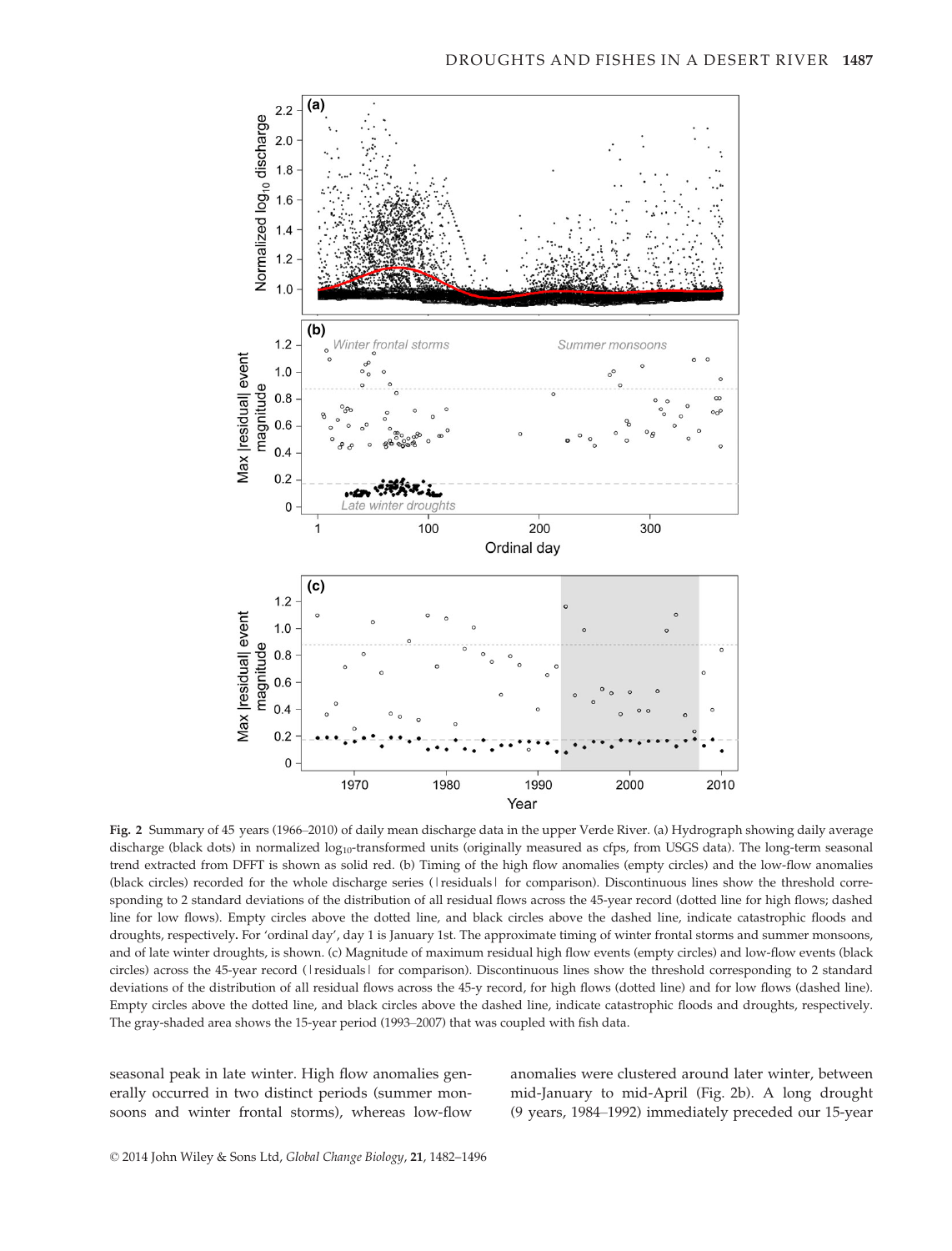**Fig. 2** Summary of 45 years (1966–2010) of daily mean discharge data in the upper Verde River. (a) Hydrograph showing daily average discharge (black dots) in normalized $log_{10}$-transformed units (originally measured as cfps, from USGS data). The long-term seasonal trend extracted from DFFT is shown as solid red. (b) Timing of the high flow anomalies (empty circles) and the low-flow anomalies (black circles) recorded for the whole discharge series (|residuals| for comparison). Discontinuous lines show the threshold corresponding to 2 standard deviations of the distribution of all residual flows across the 45-year record (dotted line for high flows; dashed line for low flows). Empty circles above the dotted line, and black circles above the dashed line, indicate catastrophic floods and droughts, respectively. For 'ordinal day', day 1 is January 1st. The approximate timing of winter frontal storms and summer monsoons, and of late winter droughts, is shown. (c) Magnitude of maximum residual high flow events (empty circles) and low-flow events (black circles) across the 45-year record (|residuals| for comparison). Discontinuous lines show the threshold corresponding to 2 standard deviations of the distribution of all residual flows across the 45-y record, for high flows (dotted line) and for low flows (dashed line). Empty circles above the dotted line, and black circles above the dashed line, indicate catastrophic floods and droughts, respectively. The gray-shaded area shows the 15-year period (1993–2007) that was coupled with fish data.

seasonal peak in late winter. High flow anomalies generally occurred in two distinct periods (summer monsoons and winter frontal storms), whereas low-flow anomalies were clustered around later winter, between mid-January to mid-April (Fig. 2b). A long drought (9 years, 1984–1992) immediately preceded our 15-year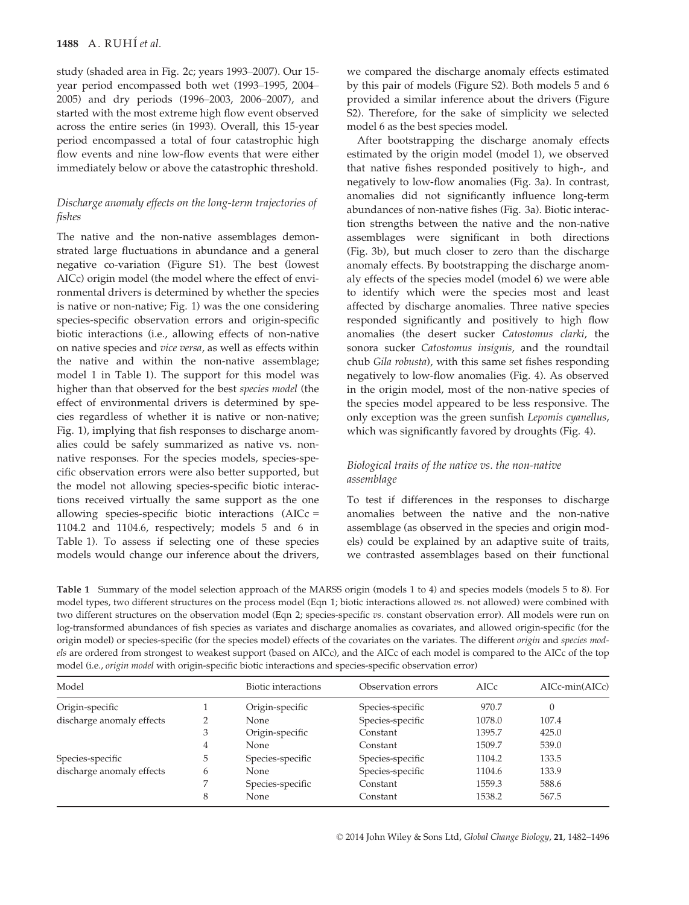study (shaded area in Fig. 2c; years 1993–2007). Our 15-year period encompassed both wet (1993–1995, 2004–2005) and dry periods (1996–2003, 2006–2007), and started with the most extreme high flow event observed across the entire series (in 1993). Overall, this 15-year period encompassed a total of four catastrophic high flow events and nine low-flow events that were either immediately below or above the catastrophic threshold.

### *Discharge anomaly effects on the long-term trajectories of fishes*

The native and the non-native assemblages demonstrated large fluctuations in abundance and a general negative co-variation (Figure S1). The best (lowest AICc) origin model (the model where the effect of environmental drivers is determined by whether the species is native or non-native; Fig. 1) was the one considering species-specific observation errors and origin-specific biotic interactions (i.e., allowing effects of non-native on native species and *vice versa*, as well as effects within the native and within the non-native assemblage; model 1 in Table 1). The support for this model was higher than that observed for the best *species model* (the effect of environmental drivers is determined by species regardless of whether it is native or non-native; Fig. 1), implying that fish responses to discharge anomalies could be safely summarized as native vs. non-native responses. For the species models, species-specific observation errors were also better supported, but the model not allowing species-specific biotic interactions received virtually the same support as the one allowing species-specific biotic interactions (AICc = 1104.2 and 1104.6, respectively; models 5 and 6 in Table 1). To assess if selecting one of these species models would change our inference about the drivers, we compared the discharge anomaly effects estimated by this pair of models (Figure S2). Both models 5 and 6 provided a similar inference about the drivers (Figure S2). Therefore, for the sake of simplicity we selected model 6 as the best species model.

After bootstrapping the discharge anomaly effects estimated by the origin model (model 1), we observed that native fishes responded positively to high-, and negatively to low-flow anomalies (Fig. 3a). In contrast, anomalies did not significantly influence long-term abundances of non-native fishes (Fig. 3a). Biotic interaction strengths between the native and the non-native assemblages were significant in both directions (Fig. 3b), but much closer to zero than the discharge anomaly effects. By bootstrapping the discharge anomaly effects of the species model (model 6) we were able to identify which were the species most and least affected by discharge anomalies. Three native species responded significantly and positively to high flow anomalies (the desert sucker *Catostomus clarki*, the sonora sucker *Catostomus insignis*, and the roundtail chub *Gila robusta*), with this same set fishes responding negatively to low-flow anomalies (Fig. 4). As observed in the origin model, most of the non-native species of the species model appeared to be less responsive. The only exception was the green sunfish *Lepomis cyanellus*, which was significantly favored by droughts (Fig. 4).

### *Biological traits of the native vs. the non-native assemblage*

To test if differences in the responses to discharge anomalies between the native and the non-native assemblage (as observed in the species and origin models) could be explained by an adaptive suite of traits, we contrasted assemblages based on their functional

**Table 1** Summary of the model selection approach of the MARSS origin (models 1 to 4) and species models (models 5 to 8). For model types, two different structures on the process model (Eqn 1; biotic interactions allowed *vs.* not allowed) were combined with two different structures on the observation model (Eqn 2; species-specific *vs.* constant observation error). All models were run on log-transformed abundances of fish species as variates and discharge anomalies as covariates, and allowed origin-specific (for the origin model) or species-specific (for the species model) effects of the covariates on the variates. The different *origin* and *species models* are ordered from strongest to weakest support (based on AICc), and the AICc of each model is compared to the AICc of the top model (i.e., *origin model* with origin-specific biotic interactions and species-specific observation error)

| Model | | Biotic interactions | Observation errors | AICc | AICc-min(AICc) |
|---|---|---|---|---|---|
| Origin-specific discharge anomaly effects | 1 | Origin-specific | Species-specific | 970.7 | 0 |
| | 2 | None | Species-specific | 1078.0 | 107.4 |
| | 3 | Origin-specific | Constant | 1395.7 | 425.0 |
| | 4 | None | Constant | 1509.7 | 539.0 |
| Species-specific discharge anomaly effects | 5 | Species-specific | Species-specific | 1104.2 | 133.5 |
| | 6 | None | Species-specific | 1104.6 | 133.9 |
| | 7 | Species-specific | Constant | 1559.3 | 588.6 |
| | 8 | None | Constant | 1538.2 | 567.5 |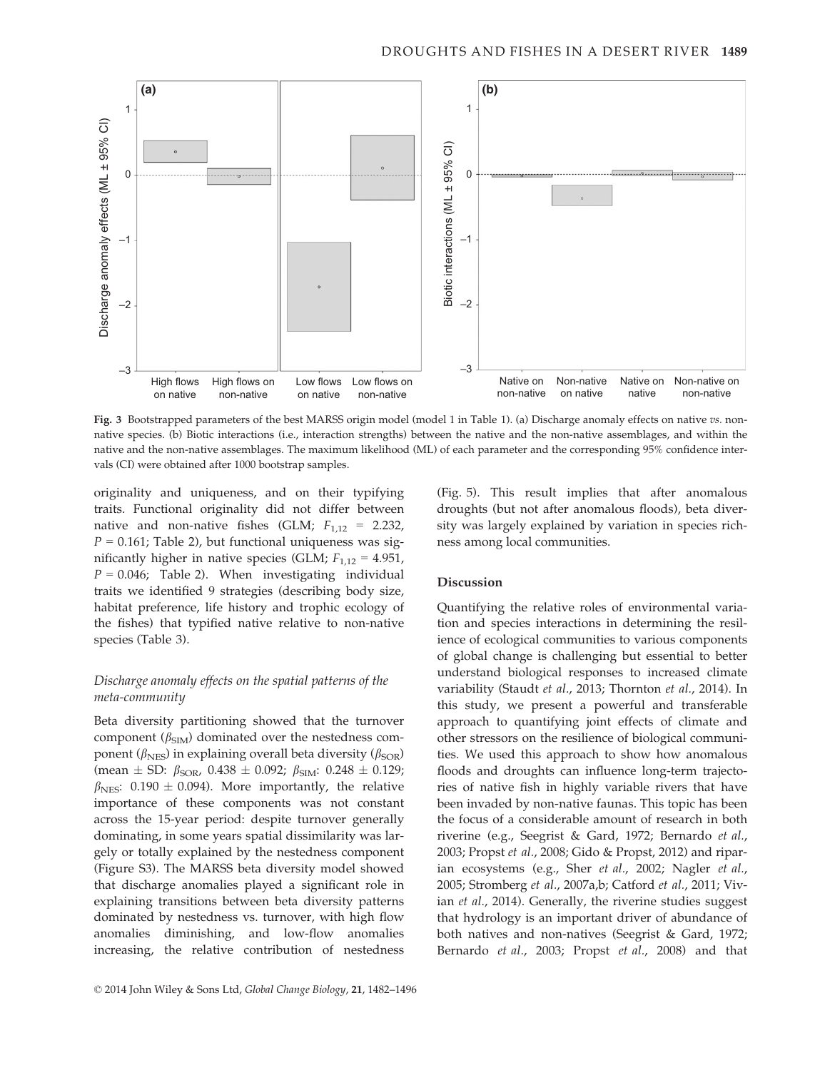Fig. 3 Bootstrapped parameters of the best MARSS origin model (model 1 in Table 1). (a) Discharge anomaly effects on native *vs.* non-native species. (b) Biotic interactions (i.e., interaction strengths) between the native and the non-native assemblages, and within the native and the non-native assemblages. The maximum likelihood (ML) of each parameter and the corresponding 95% confidence intervals (CI) were obtained after 1000 bootstrap samples.

originality and uniqueness, and on their typifying traits. Functional originality did not differ between native and non-native fishes (GLM; $F_{1,12}$ = 2.232, $P$ = 0.161; Table 2), but functional uniqueness was significantly higher in native species (GLM; $F_{1,12}$ = 4.951, $P$ = 0.046; Table 2). When investigating individual traits we identified 9 strategies (describing body size, habitat preference, life history and trophic ecology of the fishes) that typified native relative to non-native species (Table 3).

### *Discharge anomaly effects on the spatial patterns of the meta-community*

Beta diversity partitioning showed that the turnover component ($\beta_{SIM}$) dominated over the nestedness component ($\beta_{NES}$) in explaining overall beta diversity ($\beta_{SOR}$) (mean ± SD: $\beta_{SOR}$, 0.438 ± 0.092; $\beta_{SIM}$: 0.248 ± 0.129; $\beta_{NES}$: 0.190 ± 0.094). More importantly, the relative importance of these components was not constant across the 15-year period: despite turnover generally dominating, in some years spatial dissimilarity was largely or totally explained by the nestedness component (Figure S3). The MARSS beta diversity model showed that discharge anomalies played a significant role in explaining transitions between beta diversity patterns dominated by nestedness vs. turnover, with high flow anomalies diminishing, and low-flow anomalies increasing, the relative contribution of nestedness (Fig. 5). This result implies that after anomalous droughts (but not after anomalous floods), beta diversity was largely explained by variation in species richness among local communities.

## Discussion

Quantifying the relative roles of environmental variation and species interactions in determining the resilience of ecological communities to various components of global change is challenging but essential to better understand biological responses to increased climate variability (Staudt *et al.*, 2013; Thornton *et al.*, 2014). In this study, we present a powerful and transferable approach to quantifying joint effects of climate and other stressors on the resilience of biological communities. We used this approach to show how anomalous floods and droughts can influence long-term trajectories of native fish in highly variable rivers that have been invaded by non-native faunas. This topic has been the focus of a considerable amount of research in both riverine (e.g., Seegrist & Gard, 1972; Bernardo *et al.*, 2003; Propst *et al.*, 2008; Gido & Propst, 2012) and riparian ecosystems (e.g., Sher *et al.*, 2002; Nagler *et al.*, 2005; Stromberg *et al.*, 2007a,b; Catford *et al.*, 2011; Vivian *et al.*, 2014). Generally, the riverine studies suggest that hydrology is an important driver of abundance of both natives and non-natives (Seegrist & Gard, 1972; Bernardo *et al.*, 2003; Propst *et al.*, 2008) and that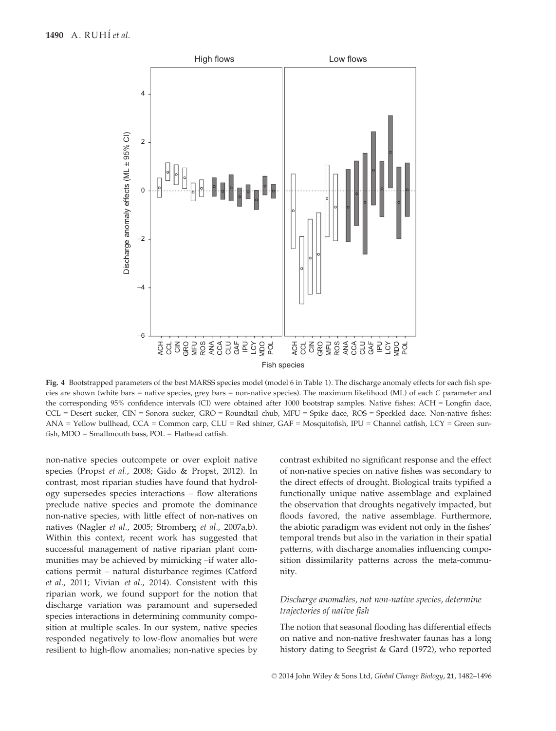Fig. 4 Bootstrapped parameters of the best MARSS species model (model 6 in Table 1). The discharge anomaly effects for each fish species are shown (white bars = native species, grey bars = non-native species). The maximum likelihood (ML) of each *C* parameter and the corresponding 95% confidence intervals (CI) were obtained after 1000 bootstrap samples. Native fishes: ACH = Longfin dace, CCL = Desert sucker, CIN = Sonora sucker, GRO = Roundtail chub, MFU = Spike dace, ROS = Speckled dace. Non-native fishes: ANA = Yellow bullhead, CCA = Common carp, CLU = Red shiner, GAF = Mosquitofish, IPU = Channel catfish, LCY = Green sunfish, MDO = Smallmouth bass, POL = Flathead catfish.

non-native species outcompete or over exploit native species (Propst *et al.*, 2008; Gido & Propst, 2012). In contrast, most riparian studies have found that hydrology supersedes species interactions – flow alterations preclude native species and promote the dominance non-native species, with little effect of non-natives on natives (Nagler *et al.*, 2005; Stromberg *et al.*, 2007a,b). Within this context, recent work has suggested that successful management of native riparian plant communities may be achieved by mimicking –if water allocations permit – natural disturbance regimes (Catford *et al.*, 2011; Vivian *et al.*, 2014). Consistent with this riparian work, we found support for the notion that discharge variation was paramount and superseded species interactions in determining community composition at multiple scales. In our system, native species responded negatively to low-flow anomalies but were resilient to high-flow anomalies; non-native species by contrast exhibited no significant response and the effect of non-native species on native fishes was secondary to the direct effects of drought. Biological traits typified a functionally unique native assemblage and explained the observation that droughts negatively impacted, but floods favored, the native assemblage. Furthermore, the abiotic paradigm was evident not only in the fishes' temporal trends but also in the variation in their spatial patterns, with discharge anomalies influencing composition dissimilarity patterns across the meta-community.

### *Discharge anomalies, not non-native species, determine trajectories of native fish*

The notion that seasonal flooding has differential effects on native and non-native freshwater faunas has a long history dating to Seegrist & Gard (1972), who reported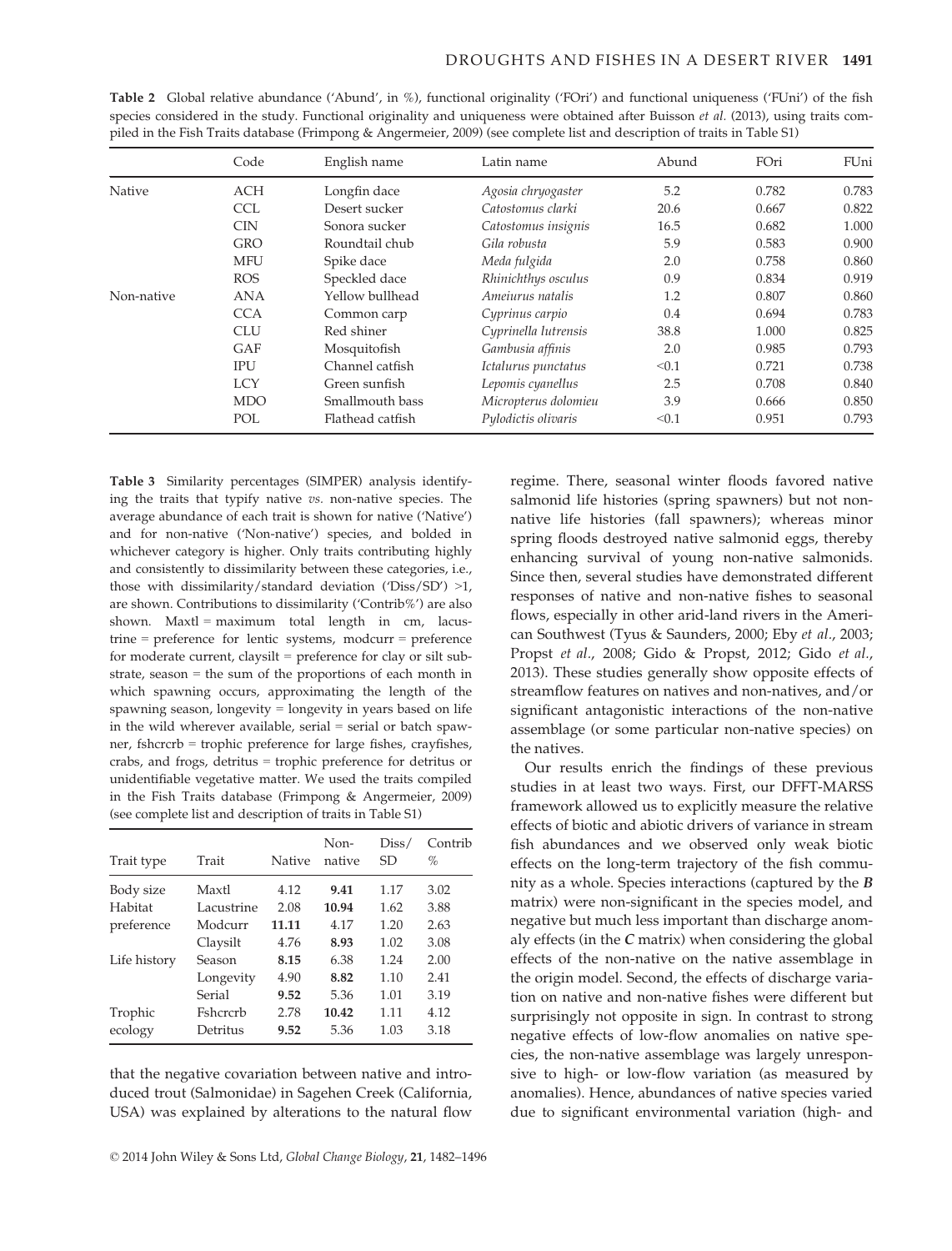**Table 2** Global relative abundance ('Abund', in %), functional originality ('FOri') and functional uniqueness ('FUni') of the fish species considered in the study. Functional originality and uniqueness were obtained after Buisson *et al.* (2013), using traits compiled in the Fish Traits database (Frimpong & Angermeier, 2009) (see complete list and description of traits in Table S1)

| | Code | English name | Latin name | Abund | FOri | FUni |
|---|---|---|---|---|---|---|
| Native | ACH | Longfin dace | *Agosia chryogaster* | 5.2 | 0.782 | 0.783 |
| | CCL | Desert sucker | *Catostomus clarki* | 20.6 | 0.667 | 0.822 |
| | CIN | Sonora sucker | *Catostomus insignis* | 16.5 | 0.682 | 1.000 |
| | GRO | Roundtail chub | *Gila robusta* | 5.9 | 0.583 | 0.900 |
| | MFU | Spike dace | *Meda fulgida* | 2.0 | 0.758 | 0.860 |
| | ROS | Speckled dace | *Rhinichthys osculus* | 0.9 | 0.834 | 0.919 |
| Non-native | ANA | Yellow bullhead | *Ameiurus natalis* | 1.2 | 0.807 | 0.860 |
| | CCA | Common carp | *Cyprinus carpio* | 0.4 | 0.694 | 0.783 |
| | CLU | Red shiner | *Cyprinella lutrensis* | 38.8 | 1.000 | 0.825 |
| | GAF | Mosquitofish | *Gambusia affinis* | 2.0 | 0.985 | 0.793 |
| | IPU | Channel catfish | *Ictalurus punctatus* | <0.1 | 0.721 | 0.738 |
| | LCY | Green sunfish | *Lepomis cyanellus* | 2.5 | 0.708 | 0.840 |
| | MDO | Smallmouth bass | *Micropterus dolomieu* | 3.9 | 0.666 | 0.850 |
| | POL | Flathead catfish | *Pylodictis olivaris* | <0.1 | 0.951 | 0.793 |

**Table 3** Similarity percentages (SIMPER) analysis identifying the traits that typify native *vs.* non-native species. The average abundance of each trait is shown for native ('Native') and for non-native ('Non-native') species, and bolded in whichever category is higher. Only traits contributing highly and consistently to dissimilarity between these categories, i.e., those with dissimilarity/standard deviation ('Diss/SD') >1, are shown. Contributions to dissimilarity ('Contrib%') are also shown. Maxtl = maximum total length in cm, lacustrine = preference for lentic systems, modcurr = preference for moderate current, claysilt = preference for clay or silt substrate, season = the sum of the proportions of each month in which spawning occurs, approximating the length of the spawning season, longevity = longevity in years based on life in the wild wherever available, serial = serial or batch spawner, fshcrcrb = trophic preference for large fishes, crayfishes, crabs, and frogs, detritus = trophic preference for detritus or unidentifiable vegetative matter. We used the traits compiled in the Fish Traits database (Frimpong & Angermeier, 2009) (see complete list and description of traits in Table S1)

| Trait type | Trait | Native | Non-native | Diss/SD | Contrib % |
|---|---|---|---|---|---|
| Body size | Maxtl | 4.12 | **9.41** | 1.17 | 3.02 |
| Habitat | Lacustrine | 2.08 | **10.94** | 1.62 | 3.88 |
| preference | Modcurr | **11.11** | 4.17 | 1.20 | 2.63 |
| | Claysilt | 4.76 | **8.93** | 1.02 | 3.08 |
| Life history | Season | **8.15** | 6.38 | 1.24 | 2.00 |
| | Longevity | 4.90 | **8.82** | 1.10 | 2.41 |
| | Serial | **9.52** | 5.36 | 1.01 | 3.19 |
| Trophic | Fshcrcrb | 2.78 | **10.42** | 1.11 | 4.12 |
| ecology | Detritus | **9.52** | 5.36 | 1.03 | 3.18 |

that the negative covariation between native and introduced trout (Salmonidae) in Sagehen Creek (California, USA) was explained by alterations to the natural flow regime. There, seasonal winter floods favored native salmonid life histories (spring spawners) but not non-native life histories (fall spawners); whereas minor spring floods destroyed native salmonid eggs, thereby enhancing survival of young non-native salmonids. Since then, several studies have demonstrated different responses of native and non-native fishes to seasonal flows, especially in other arid-land rivers in the American Southwest (Tyus & Saunders, 2000; Eby *et al.*, 2003; Propst *et al.*, 2008; Gido & Propst, 2012; Gido *et al.*, 2013). These studies generally show opposite effects of streamflow features on natives and non-natives, and/or significant antagonistic interactions of the non-native assemblage (or some particular non-native species) on the natives.

Our results enrich the findings of these previous studies in at least two ways. First, our DFFT-MARSS framework allowed us to explicitly measure the relative effects of biotic and abiotic drivers of variance in stream fish abundances and we observed only weak biotic effects on the long-term trajectory of the fish community as a whole. Species interactions (captured by the ***B*** matrix) were non-significant in the species model, and negative but much less important than discharge anomaly effects (in the ***C*** matrix) when considering the global effects of the non-native on the native assemblage in the origin model. Second, the effects of discharge variation on native and non-native fishes were different but surprisingly not opposite in sign. In contrast to strong negative effects of low-flow anomalies on native species, the non-native assemblage was largely unresponsive to high- or low-flow variation (as measured by anomalies). Hence, abundances of native species varied due to significant environmental variation (high- and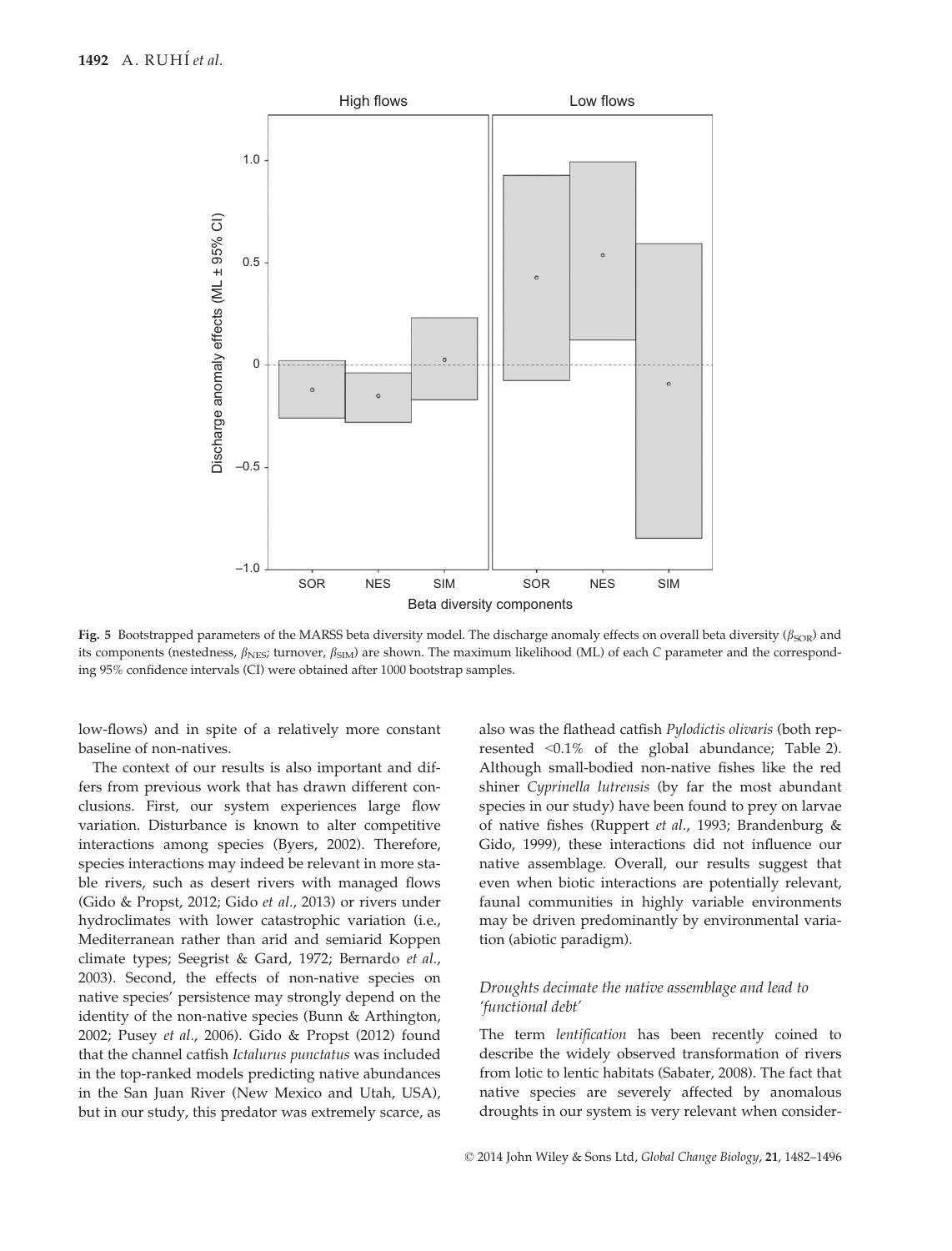**Fig. 5** Bootstrapped parameters of the MARSS beta diversity model. The discharge anomaly effects on overall beta diversity ($\beta_{SOR}$) and its components (nestedness, $\beta_{NES}$; turnover, $\beta_{SIM}$) are shown. The maximum likelihood (ML) of each *C* parameter and the corresponding 95% confidence intervals (CI) were obtained after 1000 bootstrap samples.

low-flows) and in spite of a relatively more constant baseline of non-natives.

The context of our results is also important and differs from previous work that has drawn different conclusions. First, our system experiences large flow variation. Disturbance is known to alter competitive interactions among species (Byers, 2002). Therefore, species interactions may indeed be relevant in more stable rivers, such as desert rivers with managed flows (Gido & Propst, 2012; Gido *et al.*, 2013) or rivers under hydroclimates with lower catastrophic variation (i.e., Mediterranean rather than arid and semiarid Koppen climate types; Seegrist & Gard, 1972; Bernardo *et al.*, 2003). Second, the effects of non-native species on native species' persistence may strongly depend on the identity of the non-native species (Bunn & Arthington, 2002; Pusey *et al.*, 2006). Gido & Propst (2012) found that the channel catfish *Ictalurus punctatus* was included in the top-ranked models predicting native abundances in the San Juan River (New Mexico and Utah, USA), but in our study, this predator was extremely scarce, as also was the flathead catfish *Pylodictis olivaris* (both represented <0.1% of the global abundance; Table 2). Although small-bodied non-native fishes like the red shiner *Cyprinella lutrensis* (by far the most abundant species in our study) have been found to prey on larvae of native fishes (Ruppert *et al.*, 1993; Brandenburg & Gido, 1999), these interactions did not influence our native assemblage. Overall, our results suggest that even when biotic interactions are potentially relevant, faunal communities in highly variable environments may be driven predominantly by environmental variation (abiotic paradigm).

### *Droughts decimate the native assemblage and lead to 'functional debt'*

The term *lentification* has been recently coined to describe the widely observed transformation of rivers from lotic to lentic habitats (Sabater, 2008). The fact that native species are severely affected by anomalous droughts in our system is very relevant when consider-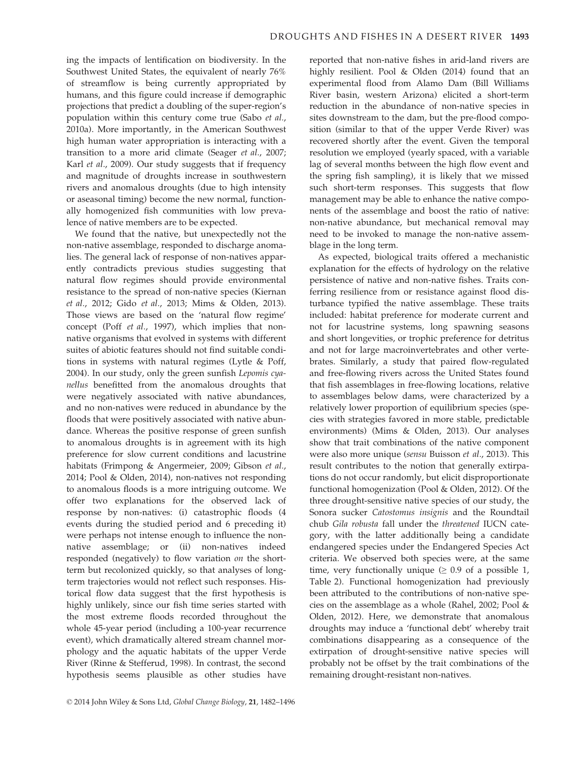ing the impacts of lentification on biodiversity. In the Southwest United States, the equivalent of nearly 76% of streamflow is being currently appropriated by humans, and this figure could increase if demographic projections that predict a doubling of the super-region's population within this century come true (Sabo *et al.*, 2010a). More importantly, in the American Southwest high human water appropriation is interacting with a transition to a more arid climate (Seager *et al.*, 2007; Karl *et al.*, 2009). Our study suggests that if frequency and magnitude of droughts increase in southwestern rivers and anomalous droughts (due to high intensity or aseasonal timing) become the new normal, functionally homogenized fish communities with low prevalence of native members are to be expected.

We found that the native, but unexpectedly not the non-native assemblage, responded to discharge anomalies. The general lack of response of non-natives apparently contradicts previous studies suggesting that natural flow regimes should provide environmental resistance to the spread of non-native species (Kiernan *et al.*, 2012; Gido *et al.*, 2013; Mims & Olden, 2013). Those views are based on the 'natural flow regime' concept (Poff *et al.*, 1997), which implies that non-native organisms that evolved in systems with different suites of abiotic features should not find suitable conditions in systems with natural regimes (Lytle & Poff, 2004). In our study, only the green sunfish *Lepomis cyanellus* benefitted from the anomalous droughts that were negatively associated with native abundances, and no non-natives were reduced in abundance by the floods that were positively associated with native abundance. Whereas the positive response of green sunfish to anomalous droughts is in agreement with its high preference for slow current conditions and lacustrine habitats (Frimpong & Angermeier, 2009; Gibson *et al.*, 2014; Pool & Olden, 2014), non-natives not responding to anomalous floods is a more intriguing outcome. We offer two explanations for the observed lack of response by non-natives: (i) catastrophic floods (4 events during the studied period and 6 preceding it) were perhaps not intense enough to influence the non-native assemblage; or (ii) non-natives indeed responded (negatively) to flow variation *on* the short-term but recolonized quickly, so that analyses of long-term trajectories would not reflect such responses. Historical flow data suggest that the first hypothesis is highly unlikely, since our fish time series started with the most extreme floods recorded throughout the whole 45-year period (including a 100-year recurrence event), which dramatically altered stream channel morphology and the aquatic habitats of the upper Verde River (Rinne & Stefferud, 1998). In contrast, the second hypothesis seems plausible as other studies have reported that non-native fishes in arid-land rivers are highly resilient. Pool & Olden (2014) found that an experimental flood from Alamo Dam (Bill Williams River basin, western Arizona) elicited a short-term reduction in the abundance of non-native species in sites downstream to the dam, but the pre-flood composition (similar to that of the upper Verde River) was recovered shortly after the event. Given the temporal resolution we employed (yearly spaced, with a variable lag of several months between the high flow event and the spring fish sampling), it is likely that we missed such short-term responses. This suggests that flow management may be able to enhance the native components of the assemblage and boost the ratio of native: non-native abundance, but mechanical removal may need to be invoked to manage the non-native assemblage in the long term.

As expected, biological traits offered a mechanistic explanation for the effects of hydrology on the relative persistence of native and non-native fishes. Traits conferring resilience from or resistance against flood disturbance typified the native assemblage. These traits included: habitat preference for moderate current and not for lacustrine systems, long spawning seasons and short longevities, or trophic preference for detritus and not for large macroinvertebrates and other vertebrates. Similarly, a study that paired flow-regulated and free-flowing rivers across the United States found that fish assemblages in free-flowing locations, relative to assemblages below dams, were characterized by a relatively lower proportion of equilibrium species (species with strategies favored in more stable, predictable environments) (Mims & Olden, 2013). Our analyses show that trait combinations of the native component were also more unique (*sensu* Buisson *et al.*, 2013). This result contributes to the notion that generally extirpations do not occur randomly, but elicit disproportionate functional homogenization (Pool & Olden, 2012). Of the three drought-sensitive native species of our study, the Sonora sucker *Catostomus insignis* and the Roundtail chub *Gila robusta* fall under the *threatened* IUCN category, with the latter additionally being a candidate endangered species under the Endangered Species Act criteria. We observed both species were, at the same time, very functionally unique ($\geq$ 0.9 of a possible 1, Table 2). Functional homogenization had previously been attributed to the contributions of non-native species on the assemblage as a whole (Rahel, 2002; Pool & Olden, 2012). Here, we demonstrate that anomalous droughts may induce a 'functional debt' whereby trait combinations disappearing as a consequence of the extirpation of drought-sensitive native species will probably not be offset by the trait combinations of the remaining drought-resistant non-natives.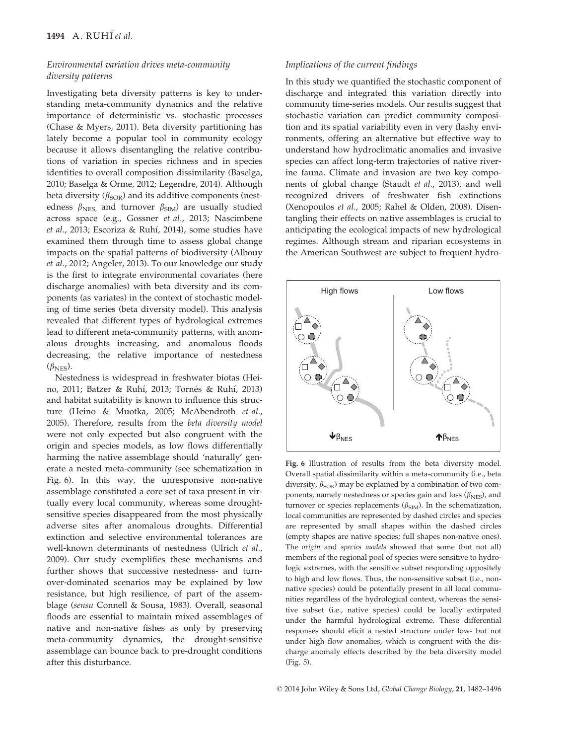### *Environmental variation drives meta-community diversity patterns*

Investigating beta diversity patterns is key to understanding meta-community dynamics and the relative importance of deterministic vs. stochastic processes (Chase & Myers, 2011). Beta diversity partitioning has lately become a popular tool in community ecology because it allows disentangling the relative contributions of variation in species richness and in species identities to overall composition dissimilarity (Baselga, 2010; Baselga & Orme, 2012; Legendre, 2014). Although beta diversity ($\beta_{SOR}$) and its additive components (nestedness $\beta_{NES}$, and turnover $\beta_{SIM}$) are usually studied across space (e.g., Gossner *et al.*, 2013; Nascimbene *et al.*, 2013; Escoriza & Ruhí, 2014), some studies have examined them through time to assess global change impacts on the spatial patterns of biodiversity (Albouy *et al.*, 2012; Angeler, 2013). To our knowledge our study is the first to integrate environmental covariates (here discharge anomalies) with beta diversity and its components (as variates) in the context of stochastic modeling of time series (beta diversity model). This analysis revealed that different types of hydrological extremes lead to different meta-community patterns, with anomalous droughts increasing, and anomalous floods decreasing, the relative importance of nestedness ($\beta_{NES}$).

Nestedness is widespread in freshwater biotas (Heino, 2011; Batzer & Ruhí, 2013; Tornés & Ruhí, 2013) and habitat suitability is known to influence this structure (Heino & Muotka, 2005; McAbendroth *et al.*, 2005). Therefore, results from the *beta diversity model* were not only expected but also congruent with the origin and species models, as low flows differentially harming the native assemblage should 'naturally' generate a nested meta-community (see schematization in Fig. 6). In this way, the unresponsive non-native assemblage constituted a core set of taxa present in virtually every local community, whereas some drought-sensitive species disappeared from the most physically adverse sites after anomalous droughts. Differential extinction and selective environmental tolerances are well-known determinants of nestedness (Ulrich *et al.*, 2009). Our study exemplifies these mechanisms and further shows that successive nestedness- and turnover-dominated scenarios may be explained by low resistance, but high resilience, of part of the assemblage (*sensu* Connell & Sousa, 1983). Overall, seasonal floods are essential to maintain mixed assemblages of native and non-native fishes as only by preserving meta-community dynamics, the drought-sensitive assemblage can bounce back to pre-drought conditions after this disturbance.

### *Implications of the current findings*

In this study we quantified the stochastic component of discharge and integrated this variation directly into community time-series models. Our results suggest that stochastic variation can predict community composition and its spatial variability even in very flashy environments, offering an alternative but effective way to understand how hydroclimatic anomalies and invasive species can affect long-term trajectories of native riverine fauna. Climate and invasion are two key components of global change (Staudt *et al.*, 2013), and well recognized drivers of freshwater fish extinctions (Xenopoulos *et al.*, 2005; Rahel & Olden, 2008). Disentangling their effects on native assemblages is crucial to anticipating the ecological impacts of new hydrological regimes. Although stream and riparian ecosystems in the American Southwest are subject to frequent hydro-

**Fig. 6** Illustration of results from the beta diversity model. Overall spatial dissimilarity within a meta-community (i.e., beta diversity, $\beta_{SOR}$) may be explained by a combination of two components, namely nestedness or species gain and loss ($\beta_{NES}$), and turnover or species replacements ($\beta_{SIM}$). In the schematization, local communities are represented by dashed circles and species are represented by small shapes within the dashed circles (empty shapes are native species; full shapes non-native ones). The *origin* and *species models* showed that some (but not all) members of the regional pool of species were sensitive to hydrologic extremes, with the sensitive subset responding oppositely to high and low flows. Thus, the non-sensitive subset (i.e., non-native species) could be potentially present in all local communities regardless of the hydrological context, whereas the sensitive subset (i.e., native species) could be locally extirpated under the harmful hydrological extreme. These differential responses should elicit a nested structure under low- but not under high flow anomalies, which is congruent with the discharge anomaly effects described by the beta diversity model (Fig. 5).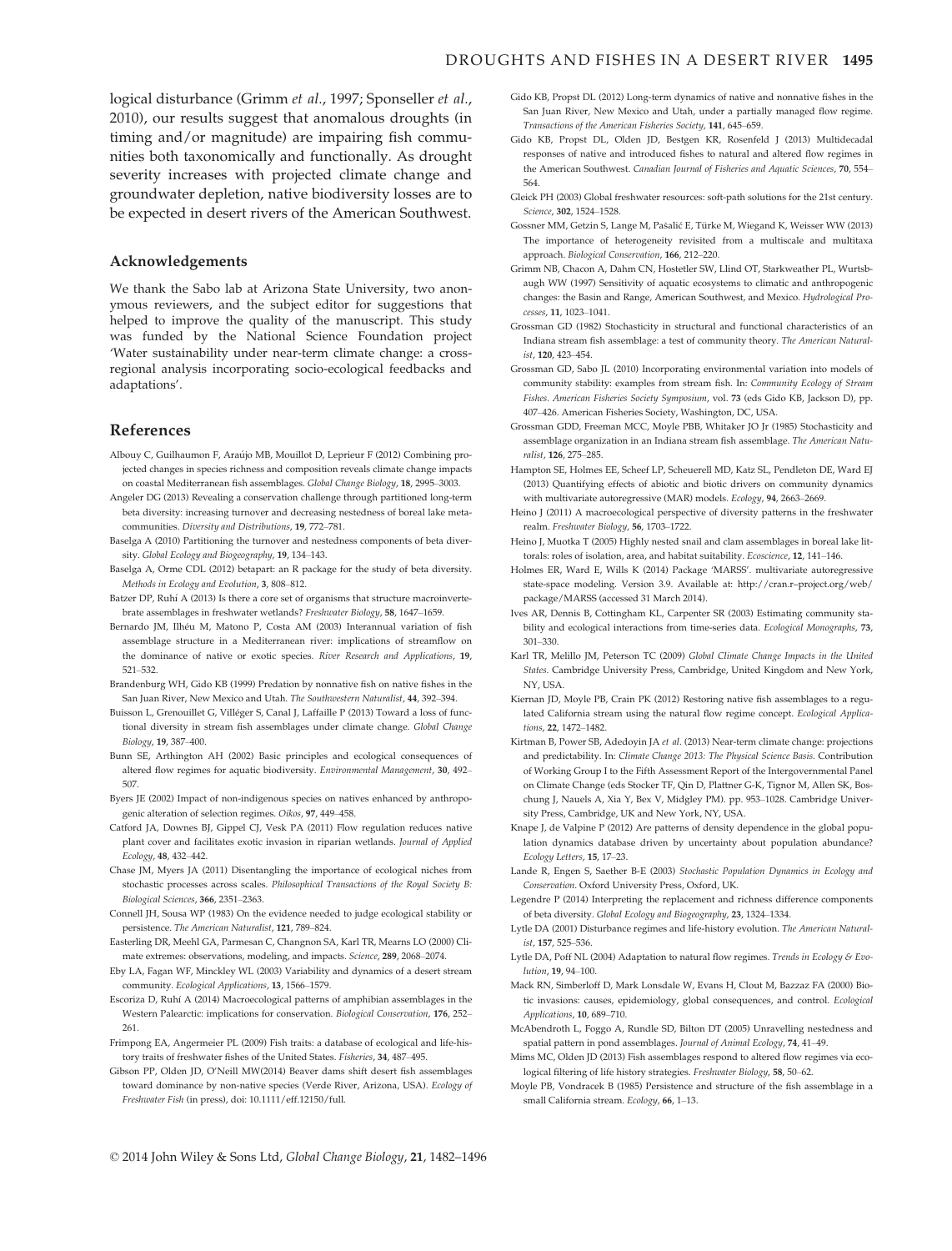logical disturbance (Grimm *et al*., 1997; Sponseller *et al*., 2010), our results suggest that anomalous droughts (in timing and/or magnitude) are impairing fish communities both taxonomically and functionally. As drought severity increases with projected climate change and groundwater depletion, native biodiversity losses are to be expected in desert rivers of the American Southwest.

## Acknowledgements

We thank the Sabo lab at Arizona State University, two anonymous reviewers, and the subject editor for suggestions that helped to improve the quality of the manuscript. This study was funded by the National Science Foundation project 'Water sustainability under near-term climate change: a cross-regional analysis incorporating socio-ecological feedbacks and adaptations'.

## References

Albouy C, Guilhaumon F, Araújo MB, Mouillot D, Leprieur F (2012) Combining projected changes in species richness and composition reveals climate change impacts on coastal Mediterranean fish assemblages. *Global Change Biology*, **18**, 2995–3003.

Angeler DG (2013) Revealing a conservation challenge through partitioned long-term beta diversity: increasing turnover and decreasing nestedness of boreal lake metacommunities. *Diversity and Distributions*, **19**, 772–781.

Baselga A (2010) Partitioning the turnover and nestedness components of beta diversity. *Global Ecology and Biogeography*, **19**, 134–143.

Baselga A, Orme CDL (2012) betapart: an R package for the study of beta diversity. *Methods in Ecology and Evolution*, **3**, 808–812.

Batzer DP, Ruhí A (2013) Is there a core set of organisms that structure macroinvertebrate assemblages in freshwater wetlands? *Freshwater Biology*, **58**, 1647–1659.

Bernardo JM, Ilhéu M, Matono P, Costa AM (2003) Interannual variation of fish assemblage structure in a Mediterranean river: implications of streamflow on the dominance of native or exotic species. *River Research and Applications*, **19**, 521–532.

Brandenburg WH, Gido KB (1999) Predation by nonnative fish on native fishes in the San Juan River, New Mexico and Utah. *The Southwestern Naturalist*, **44**, 392–394.

Buisson L, Grenouillet G, Villéger S, Canal J, Laffaille P (2013) Toward a loss of functional diversity in stream fish assemblages under climate change. *Global Change Biology*, **19**, 387–400.

Bunn SE, Arthington AH (2002) Basic principles and ecological consequences of altered flow regimes for aquatic biodiversity. *Environmental Management*, **30**, 492–507.

Byers JE (2002) Impact of non-indigenous species on natives enhanced by anthropogenic alteration of selection regimes. *Oikos*, **97**, 449–458.

Catford JA, Downes BJ, Gippel CJ, Vesk PA (2011) Flow regulation reduces native plant cover and facilitates exotic invasion in riparian wetlands. *Journal of Applied Ecology*, **48**, 432–442.

Chase JM, Myers JA (2011) Disentangling the importance of ecological niches from stochastic processes across scales. *Philosophical Transactions of the Royal Society B: Biological Sciences*, **366**, 2351–2363.

Connell JH, Sousa WP (1983) On the evidence needed to judge ecological stability or persistence. *The American Naturalist*, **121**, 789–824.

Easterling DR, Meehl GA, Parmesan C, Changnon SA, Karl TR, Mearns LO (2000) Climate extremes: observations, modeling, and impacts. *Science*, **289**, 2068–2074.

Eby LA, Fagan WF, Minckley WL (2003) Variability and dynamics of a desert stream community. *Ecological Applications*, **13**, 1566–1579.

Escoriza D, Ruhí A (2014) Macroecological patterns of amphibian assemblages in the Western Palearctic: implications for conservation. *Biological Conservation*, **176**, 252–261.

Frimpong EA, Angermeier PL (2009) Fish traits: a database of ecological and life-history traits of freshwater fishes of the United States. *Fisheries*, **34**, 487–495.

Gibson PP, Olden JD, O'Neill MW(2014) Beaver dams shift desert fish assemblages toward dominance by non-native species (Verde River, Arizona, USA). *Ecology of Freshwater Fish* (in press), doi: 10.1111/eff.12150/full.

Gido KB, Propst DL (2012) Long-term dynamics of native and nonnative fishes in the San Juan River, New Mexico and Utah, under a partially managed flow regime. *Transactions of the American Fisheries Society*, **141**, 645–659.

Gido KB, Propst DL, Olden JD, Bestgen KR, Rosenfeld J (2013) Multidecadal responses of native and introduced fishes to natural and altered flow regimes in the American Southwest. *Canadian Journal of Fisheries and Aquatic Sciences*, **70**, 554–564.

Gleick PH (2003) Global freshwater resources: soft-path solutions for the 21st century. *Science*, **302**, 1524–1528.

Gossner MM, Getzin S, Lange M, Pašalić E, Türke M, Wiegand K, Weisser WW (2013) The importance of heterogeneity revisited from a multiscale and multitaxa approach. *Biological Conservation*, **166**, 212–220.

Grimm NB, Chacon A, Dahm CN, Hostetler SW, Llind OT, Starkweather PL, Wurtsbaugh WW (1997) Sensitivity of aquatic ecosystems to climatic and anthropogenic changes: the Basin and Range, American Southwest, and Mexico. *Hydrological Processes*, **11**, 1023–1041.

Grossman GD (1982) Stochasticity in structural and functional characteristics of an Indiana stream fish assemblage: a test of community theory. *The American Naturalist*, **120**, 423–454.

Grossman GD, Sabo JL (2010) Incorporating environmental variation into models of community stability: examples from stream fish. In: *Community Ecology of Stream Fishes. American Fisheries Society Symposium*, vol. **73** (eds Gido KB, Jackson D), pp. 407–426. American Fisheries Society, Washington, DC, USA.

Grossman GDD, Freeman MCC, Moyle PBB, Whitaker JO Jr (1985) Stochasticity and assemblage organization in an Indiana stream fish assemblage. *The American Naturalist*, **126**, 275–285.

Hampton SE, Holmes EE, Scheef LP, Scheuerell MD, Katz SL, Pendleton DE, Ward EJ (2013) Quantifying effects of abiotic and biotic drivers on community dynamics with multivariate autoregressive (MAR) models. *Ecology*, **94**, 2663–2669.

Heino J (2011) A macroecological perspective of diversity patterns in the freshwater realm. *Freshwater Biology*, **56**, 1703–1722.

Heino J, Muotka T (2005) Highly nested snail and clam assemblages in boreal lake littorals: roles of isolation, area, and habitat suitability. *Ecoscience*, **12**, 141–146.

Holmes ER, Ward E, Wills K (2014) Package 'MARSS'. multivariate autoregressive state-space modeling. Version 3.9. Available at: http://cran.r–project.org/web/package/MARSS (accessed 31 March 2014).

Ives AR, Dennis B, Cottingham KL, Carpenter SR (2003) Estimating community stability and ecological interactions from time-series data. *Ecological Monographs*, **73**, 301–330.

Karl TR, Melillo JM, Peterson TC (2009) *Global Climate Change Impacts in the United States*. Cambridge University Press, Cambridge, United Kingdom and New York, NY, USA.

Kiernan JD, Moyle PB, Crain PK (2012) Restoring native fish assemblages to a regulated California stream using the natural flow regime concept. *Ecological Applications*, **22**, 1472–1482.

Kirtman B, Power SB, Adedoyin JA *et al*. (2013) Near-term climate change: projections and predictability. In: *Climate Change 2013: The Physical Science Basis*. Contribution of Working Group I to the Fifth Assessment Report of the Intergovernmental Panel on Climate Change (eds Stocker TF, Qin D, Plattner G-K, Tignor M, Allen SK, Boschung J, Nauels A, Xia Y, Bex V, Midgley PM). pp. 953–1028. Cambridge University Press, Cambridge, UK and New York, NY, USA.

Knape J, de Valpine P (2012) Are patterns of density dependence in the global population dynamics database driven by uncertainty about population abundance? *Ecology Letters*, **15**, 17–23.

Lande R, Engen S, Saether B-E (2003) *Stochastic Population Dynamics in Ecology and Conservation*. Oxford University Press, Oxford, UK.

Legendre P (2014) Interpreting the replacement and richness difference components of beta diversity. *Global Ecology and Biogeography*, **23**, 1324–1334.

Lytle DA (2001) Disturbance regimes and life-history evolution. *The American Naturalist*, **157**, 525–536.

Lytle DA, Poff NL (2004) Adaptation to natural flow regimes. *Trends in Ecology & Evolution*, **19**, 94–100.

Mack RN, Simberloff D, Mark Lonsdale W, Evans H, Clout M, Bazzaz FA (2000) Biotic invasions: causes, epidemiology, global consequences, and control. *Ecological Applications*, **10**, 689–710.

McAbendroth L, Foggo A, Rundle SD, Bilton DT (2005) Unravelling nestedness and spatial pattern in pond assemblages. *Journal of Animal Ecology*, **74**, 41–49.

Mims MC, Olden JD (2013) Fish assemblages respond to altered flow regimes via ecological filtering of life history strategies. *Freshwater Biology*, **58**, 50–62.

Moyle PB, Vondracek B (1985) Persistence and structure of the fish assemblage in a small California stream. *Ecology*, **66**, 1–13.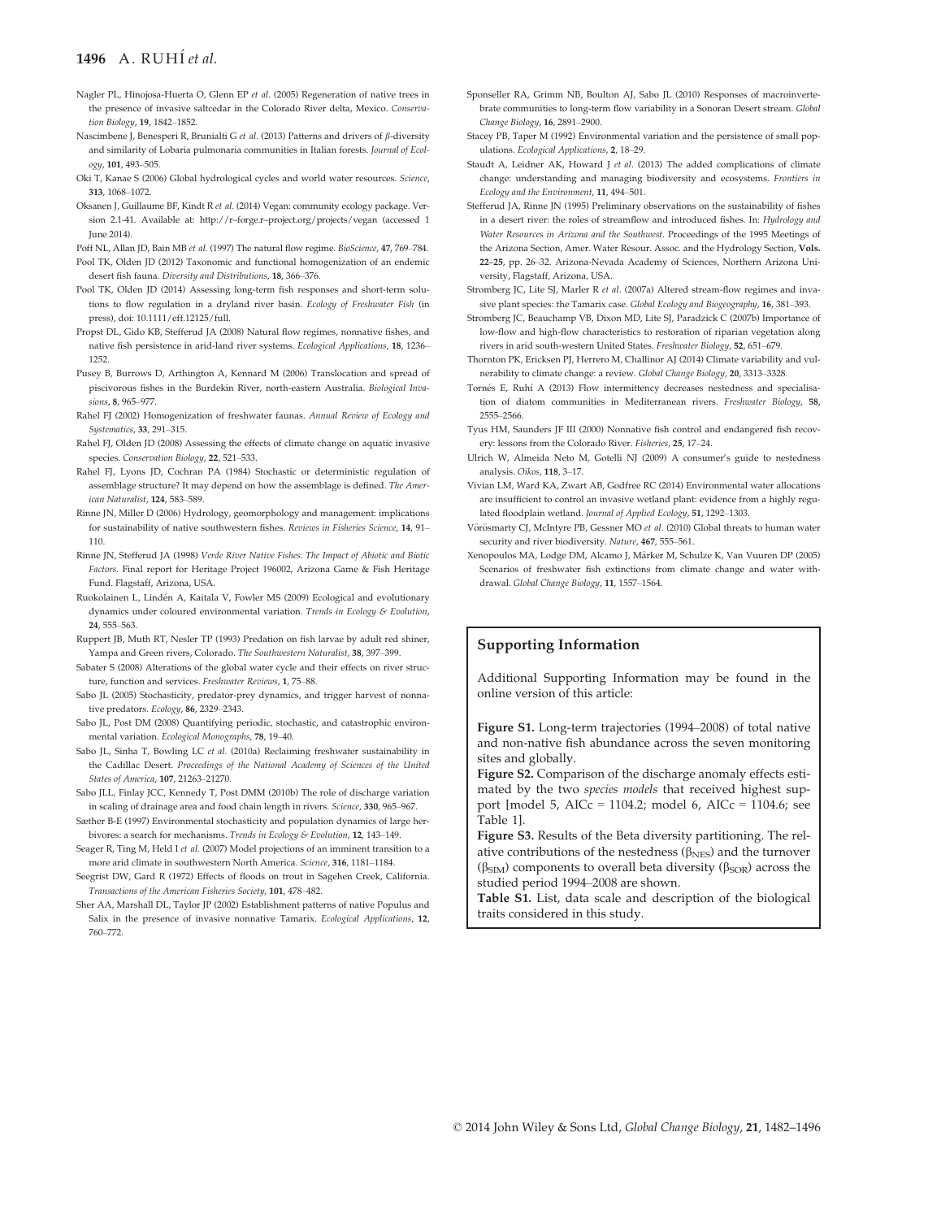Nagler PL, Hinojosa-Huerta O, Glenn EP *et al.* (2005) Regeneration of native trees in the presence of invasive saltcedar in the Colorado River delta, Mexico. *Conservation Biology*, **19**, 1842–1852.

Nascimbene J, Benesperi R, Brunialti G *et al.* (2013) Patterns and drivers of β-diversity and similarity of Lobaria pulmonaria communities in Italian forests. *Journal of Ecology*, **101**, 493–505.

Oki T, Kanae S (2006) Global hydrological cycles and world water resources. *Science*, **313**, 1068–1072.

Oksanen J, Guillaume BF, Kindt R *et al.* (2014) Vegan: community ecology package. Version 2.1-41. Available at: http://r–forge.r–project.org/projects/vegan (accessed 1 June 2014).

Poff NL, Allan JD, Bain MB *et al.* (1997) The natural flow regime. *BioScience*, **47**, 769–784.

Pool TK, Olden JD (2012) Taxonomic and functional homogenization of an endemic desert fish fauna. *Diversity and Distributions*, **18**, 366–376.

Pool TK, Olden JD (2014) Assessing long-term fish responses and short-term solutions to flow regulation in a dryland river basin. *Ecology of Freshwater Fish* (in press), doi: 10.1111/eff.12125/full.

Propst DL, Gido KB, Stefferud JA (2008) Natural flow regimes, nonnative fishes, and native fish persistence in arid-land river systems. *Ecological Applications*, **18**, 1236–1252.

Pusey B, Burrows D, Arthington A, Kennard M (2006) Translocation and spread of piscivorous fishes in the Burdekin River, north-eastern Australia. *Biological Invasions*, **8**, 965–977.

Rahel FJ (2002) Homogenization of freshwater faunas. *Annual Review of Ecology and Systematics*, **33**, 291–315.

Rahel FJ, Olden JD (2008) Assessing the effects of climate change on aquatic invasive species. *Conservation Biology*, **22**, 521–533.

Rahel FJ, Lyons JD, Cochran PA (1984) Stochastic or deterministic regulation of assemblage structure? It may depend on how the assemblage is defined. *The American Naturalist*, **124**, 583–589.

Rinne JN, Miller D (2006) Hydrology, geomorphology and management: implications for sustainability of native southwestern fishes. *Reviews in Fisheries Science*, **14**, 91–110.

Rinne JN, Stefferud JA (1998) *Verde River Native Fishes. The Impact of Abiotic and Biotic Factors*. Final report for Heritage Project 196002, Arizona Game & Fish Heritage Fund. Flagstaff, Arizona, USA.

Ruokolainen L, Lindén A, Kaitala V, Fowler MS (2009) Ecological and evolutionary dynamics under coloured environmental variation. *Trends in Ecology & Evolution*, **24**, 555–563.

Ruppert JB, Muth RT, Nesler TP (1993) Predation on fish larvae by adult red shiner, Yampa and Green rivers, Colorado. *The Southwestern Naturalist*, **38**, 397–399.

Sabater S (2008) Alterations of the global water cycle and their effects on river structure, function and services. *Freshwater Reviews*, **1**, 75–88.

Sabo JL (2005) Stochasticity, predator-prey dynamics, and trigger harvest of nonnative predators. *Ecology*, **86**, 2329–2343.

Sabo JL, Post DM (2008) Quantifying periodic, stochastic, and catastrophic environmental variation. *Ecological Monographs*, **78**, 19–40.

Sabo JL, Sinha T, Bowling LC *et al.* (2010a) Reclaiming freshwater sustainability in the Cadillac Desert. *Proceedings of the National Academy of Sciences of the United States of America*, **107**, 21263–21270.

Sabo JLL, Finlay JCC, Kennedy T, Post DMM (2010b) The role of discharge variation in scaling of drainage area and food chain length in rivers. *Science*, **330**, 965–967.

Sæther B-E (1997) Environmental stochasticity and population dynamics of large herbivores: a search for mechanisms. *Trends in Ecology & Evolution*, **12**, 143–149.

Seager R, Ting M, Held I *et al.* (2007) Model projections of an imminent transition to a more arid climate in southwestern North America. *Science*, **316**, 1181–1184.

Seegrist DW, Gard R (1972) Effects of floods on trout in Sagehen Creek, California. *Transactions of the American Fisheries Society*, **101**, 478–482.

Sher AA, Marshall DL, Taylor JP (2002) Establishment patterns of native Populus and Salix in the presence of invasive nonnative Tamarix. *Ecological Applications*, **12**, 760–772.

Sponseller RA, Grimm NB, Boulton AJ, Sabo JL (2010) Responses of macroinvertebrate communities to long-term flow variability in a Sonoran Desert stream. *Global Change Biology*, **16**, 2891–2900.

Stacey PB, Taper M (1992) Environmental variation and the persistence of small populations. *Ecological Applications*, **2**, 18–29.

Staudt A, Leidner AK, Howard J *et al.* (2013) The added complications of climate change: understanding and managing biodiversity and ecosystems. *Frontiers in Ecology and the Environment*, **11**, 494–501.

Stefferud JA, Rinne JN (1995) Preliminary observations on the sustainability of fishes in a desert river: the roles of streamflow and introduced fishes. In: *Hydrology and Water Resources in Arizona and the Southwest*. Proceedings of the 1995 Meetings of the Arizona Section, Amer. Water Resour. Assoc. and the Hydrology Section, **Vols. 22–25**, pp. 26–32. Arizona-Nevada Academy of Sciences, Northern Arizona University, Flagstaff, Arizona, USA.

Stromberg JC, Lite SJ, Marler R *et al.* (2007a) Altered stream-flow regimes and invasive plant species: the Tamarix case. *Global Ecology and Biogeography*, **16**, 381–393.

Stromberg JC, Beauchamp VB, Dixon MD, Lite SJ, Paradzick C (2007b) Importance of low-flow and high-flow characteristics to restoration of riparian vegetation along rivers in arid south-western United States. *Freshwater Biology*, **52**, 651–679.

Thornton PK, Ericksen PJ, Herrero M, Challinor AJ (2014) Climate variability and vulnerability to climate change: a review. *Global Change Biology*, **20**, 3313–3328.

Tornés E, Ruhí A (2013) Flow intermittency decreases nestedness and specialisation of diatom communities in Mediterranean rivers. *Freshwater Biology*, **58**, 2555–2566.

Tyus HM, Saunders JF III (2000) Nonnative fish control and endangered fish recovery: lessons from the Colorado River. *Fisheries*, **25**, 17–24.

Ulrich W, Almeida Neto M, Gotelli NJ (2009) A consumer's guide to nestedness analysis. *Oikos*, **118**, 3–17.

Vivian LM, Ward KA, Zwart AB, Godfree RC (2014) Environmental water allocations are insufficient to control an invasive wetland plant: evidence from a highly regulated floodplain wetland. *Journal of Applied Ecology*, **51**, 1292–1303.

Vörösmarty CJ, McIntyre PB, Gessner MO *et al.* (2010) Global threats to human water security and river biodiversity. *Nature*, **467**, 555–561.

Xenopoulos MA, Lodge DM, Alcamo J, Märker M, Schulze K, Van Vuuren DP (2005) Scenarios of freshwater fish extinctions from climate change and water withdrawal. *Global Change Biology*, **11**, 1557–1564.

## Supporting Information

Additional Supporting Information may be found in the online version of this article:

**Figure S1.** Long-term trajectories (1994–2008) of total native and non-native fish abundance across the seven monitoring sites and globally.

**Figure S2.** Comparison of the discharge anomaly effects estimated by the two *species models* that received highest support [model 5, AICc = 1104.2; model 6, AICc = 1104.6; see Table 1].

**Figure S3.** Results of the Beta diversity partitioning. The relative contributions of the nestedness ($\beta_{NES}$) and the turnover ($\beta_{SIM}$) components to overall beta diversity ($\beta_{SOR}$) across the studied period 1994–2008 are shown.

**Table S1.** List, data scale and description of the biological traits considered in this study.